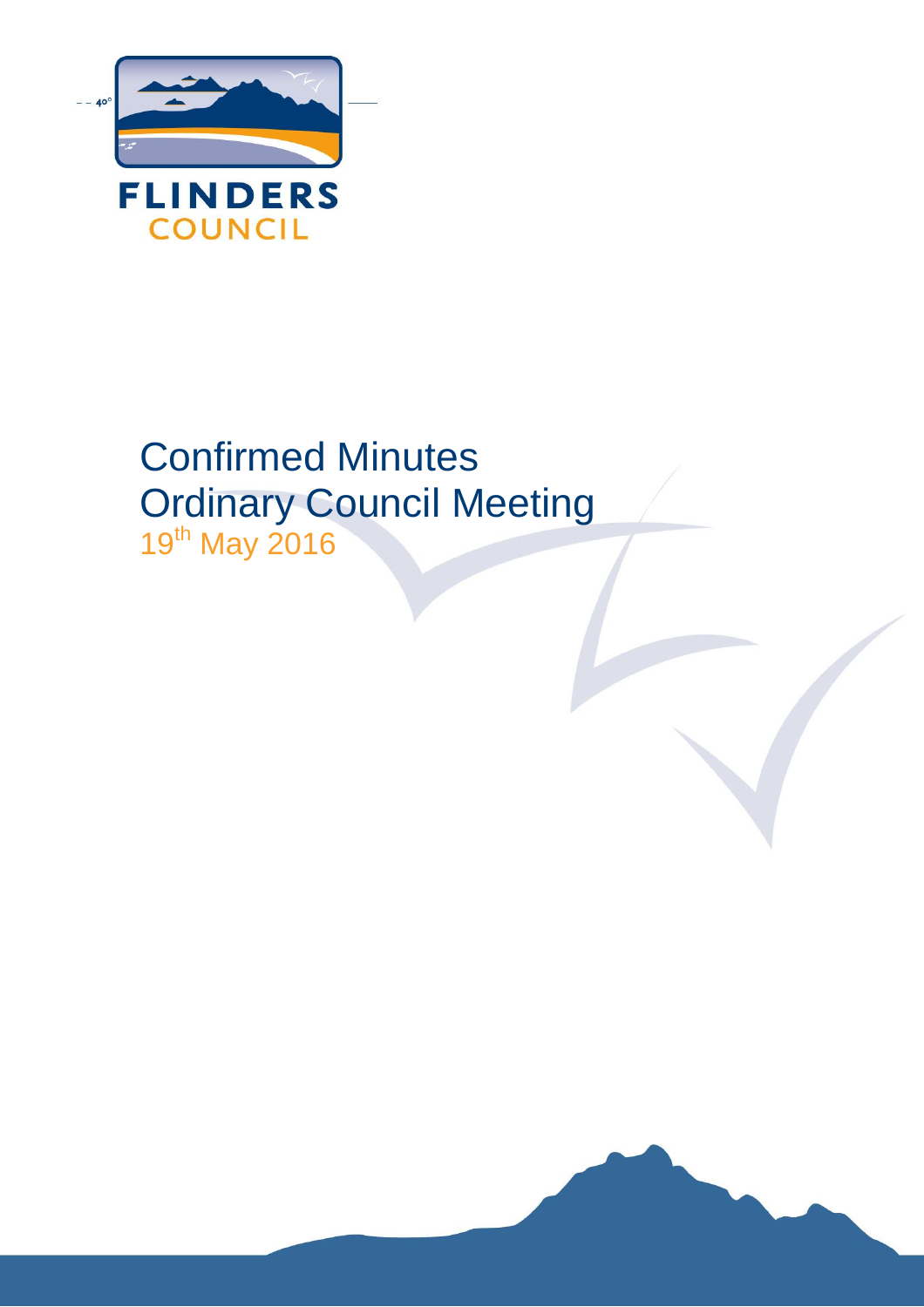FLINDERS COUNCIL

# Confirmed Minutes
# Ordinary Council Meeting

19th May 2016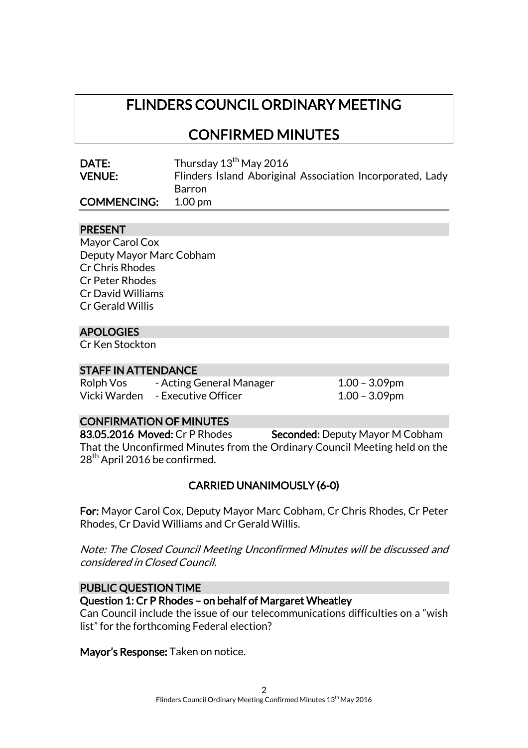# FLINDERS COUNCIL ORDINARY MEETING

# CONFIRMED MINUTES

| | |
|---|---|
| **DATE:** | Thursday 13th May 2016 |
| **VENUE:** | Flinders Island Aboriginal Association Incorporated, Lady Barron |
| **COMMENCING:** | 1.00 pm |

## PRESENT

Mayor Carol Cox
Deputy Mayor Marc Cobham
Cr Chris Rhodes
Cr Peter Rhodes
Cr David Williams
Cr Gerald Willis

## APOLOGIES

Cr Ken Stockton

## STAFF IN ATTENDANCE

| | | |
|---|---|---|
| Rolph Vos | - Acting General Manager | 1.00 – 3.09pm |
| Vicki Warden | - Executive Officer | 1.00 – 3.09pm |

## CONFIRMATION OF MINUTES

**83.05.2016 Moved:** Cr P Rhodes **Seconded:** Deputy Mayor M Cobham

That the Unconfirmed Minutes from the Ordinary Council Meeting held on the 28th April 2016 be confirmed.

**CARRIED UNANIMOUSLY (6-0)**

**For:** Mayor Carol Cox, Deputy Mayor Marc Cobham, Cr Chris Rhodes, Cr Peter Rhodes, Cr David Williams and Cr Gerald Willis.

*Note: The Closed Council Meeting Unconfirmed Minutes will be discussed and considered in Closed Council.*

## PUBLIC QUESTION TIME

**Question 1: Cr P Rhodes – on behalf of Margaret Wheatley**

Can Council include the issue of our telecommunications difficulties on a "wish list" for the forthcoming Federal election?

**Mayor's Response:** Taken on notice.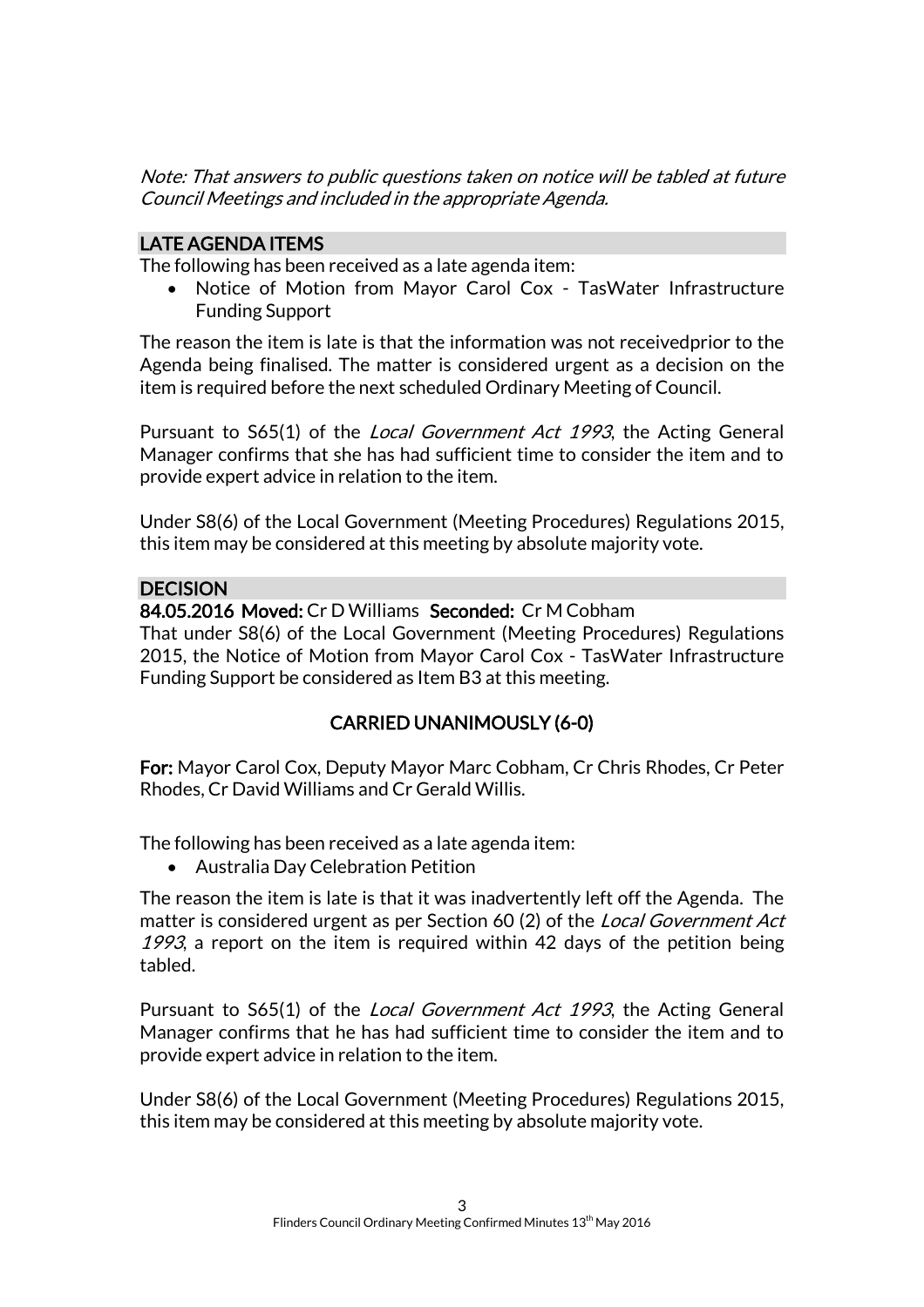*Note: That answers to public questions taken on notice will be tabled at future Council Meetings and included in the appropriate Agenda.*

## LATE AGENDA ITEMS

The following has been received as a late agenda item:

- Notice of Motion from Mayor Carol Cox - TasWater Infrastructure Funding Support

The reason the item is late is that the information was not receivedprior to the Agenda being finalised. The matter is considered urgent as a decision on the item is required before the next scheduled Ordinary Meeting of Council.

Pursuant to S65(1) of the *Local Government Act 1993*, the Acting General Manager confirms that she has had sufficient time to consider the item and to provide expert advice in relation to the item.

Under S8(6) of the Local Government (Meeting Procedures) Regulations 2015, this item may be considered at this meeting by absolute majority vote.

## DECISION

**84.05.2016 Moved:** Cr D Williams **Seconded:** Cr M Cobham

That under S8(6) of the Local Government (Meeting Procedures) Regulations 2015, the Notice of Motion from Mayor Carol Cox - TasWater Infrastructure Funding Support be considered as Item B3 at this meeting.

**CARRIED UNANIMOUSLY (6-0)**

**For:** Mayor Carol Cox, Deputy Mayor Marc Cobham, Cr Chris Rhodes, Cr Peter Rhodes, Cr David Williams and Cr Gerald Willis.

The following has been received as a late agenda item:

- Australia Day Celebration Petition

The reason the item is late is that it was inadvertently left off the Agenda. The matter is considered urgent as per Section 60 (2) of the *Local Government Act 1993*, a report on the item is required within 42 days of the petition being tabled.

Pursuant to S65(1) of the *Local Government Act 1993*, the Acting General Manager confirms that he has had sufficient time to consider the item and to provide expert advice in relation to the item.

Under S8(6) of the Local Government (Meeting Procedures) Regulations 2015, this item may be considered at this meeting by absolute majority vote.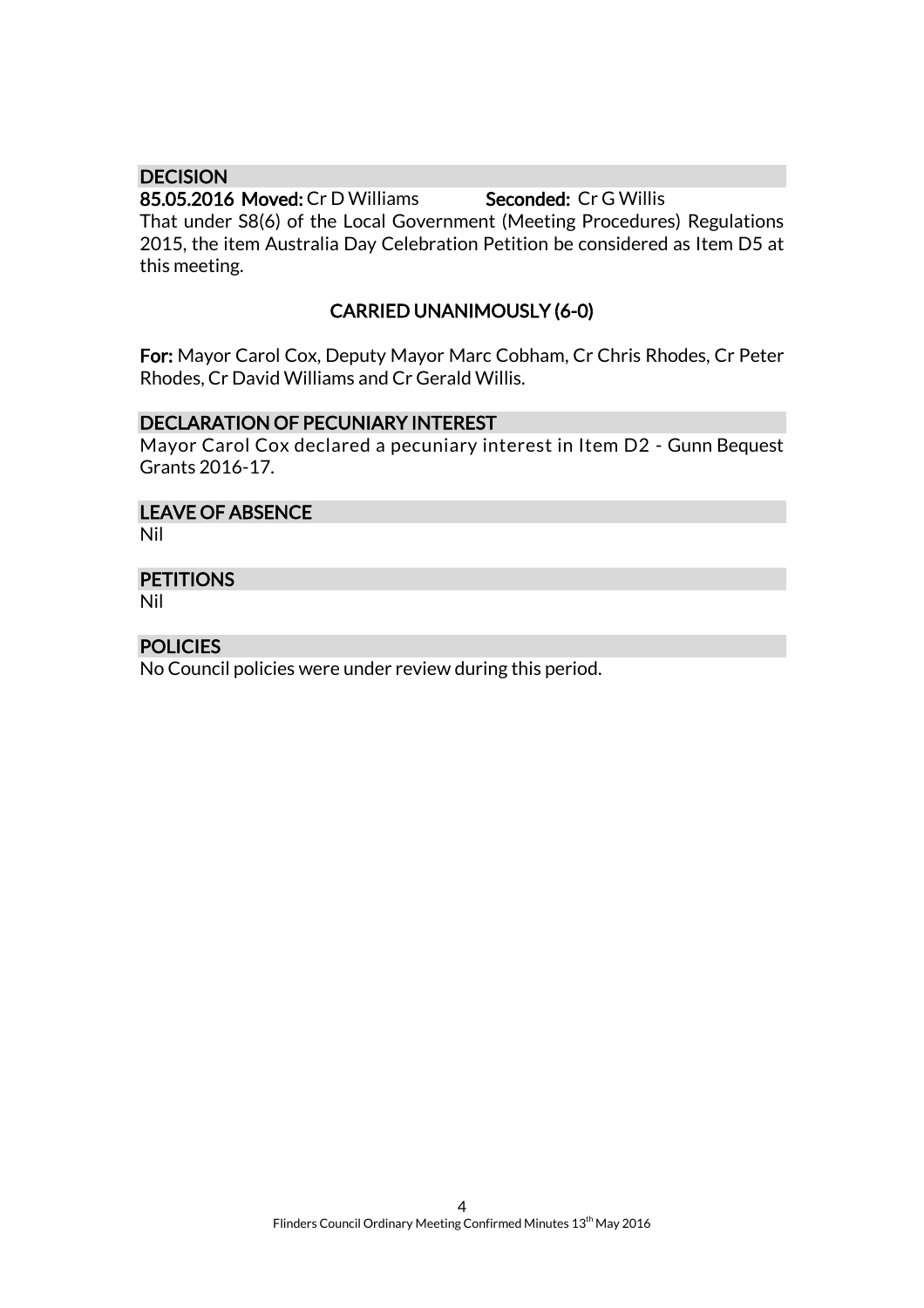## DECISION

**85.05.2016 Moved:** Cr D Williams **Seconded:** Cr G Willis

That under S8(6) of the Local Government (Meeting Procedures) Regulations 2015, the item Australia Day Celebration Petition be considered as Item D5 at this meeting.

**CARRIED UNANIMOUSLY (6-0)**

**For:** Mayor Carol Cox, Deputy Mayor Marc Cobham, Cr Chris Rhodes, Cr Peter Rhodes, Cr David Williams and Cr Gerald Willis.

## DECLARATION OF PECUNIARY INTEREST

Mayor Carol Cox declared a pecuniary interest in Item D2 - Gunn Bequest Grants 2016-17.

## LEAVE OF ABSENCE

Nil

## PETITIONS

Nil

## POLICIES

No Council policies were under review during this period.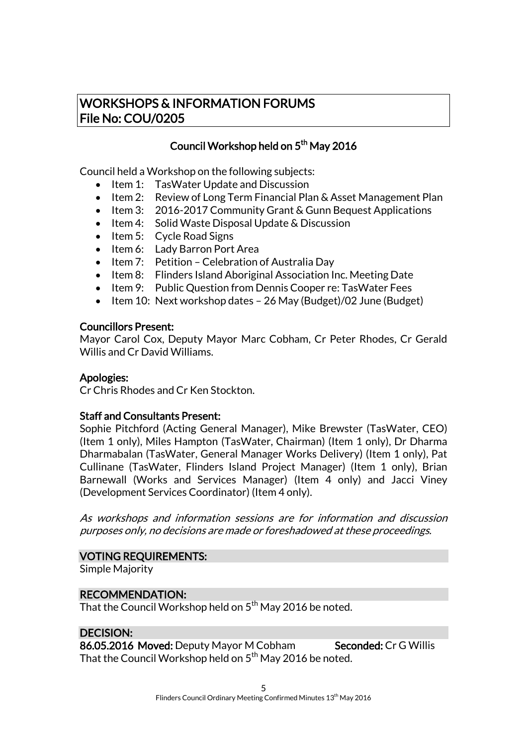## WORKSHOPS & INFORMATION FORUMS
## File No: COU/0205

### Council Workshop held on 5th May 2016

Council held a Workshop on the following subjects:

- Item 1: TasWater Update and Discussion
- Item 2: Review of Long Term Financial Plan & Asset Management Plan
- Item 3: 2016-2017 Community Grant & Gunn Bequest Applications
- Item 4: Solid Waste Disposal Update & Discussion
- Item 5: Cycle Road Signs
- Item 6: Lady Barron Port Area
- Item 7: Petition – Celebration of Australia Day
- Item 8: Flinders Island Aboriginal Association Inc. Meeting Date
- Item 9: Public Question from Dennis Cooper re: TasWater Fees
- Item 10: Next workshop dates – 26 May (Budget)/02 June (Budget)

**Councillors Present:**
Mayor Carol Cox, Deputy Mayor Marc Cobham, Cr Peter Rhodes, Cr Gerald Willis and Cr David Williams.

**Apologies:**
Cr Chris Rhodes and Cr Ken Stockton.

**Staff and Consultants Present:**
Sophie Pitchford (Acting General Manager), Mike Brewster (TasWater, CEO) (Item 1 only), Miles Hampton (TasWater, Chairman) (Item 1 only), Dr Dharma Dharmabalan (TasWater, General Manager Works Delivery) (Item 1 only), Pat Cullinane (TasWater, Flinders Island Project Manager) (Item 1 only), Brian Barnewall (Works and Services Manager) (Item 4 only) and Jacci Viney (Development Services Coordinator) (Item 4 only).

*As workshops and information sessions are for information and discussion purposes only, no decisions are made or foreshadowed at these proceedings.*

**VOTING REQUIREMENTS:**
Simple Majority

**RECOMMENDATION:**
That the Council Workshop held on 5th May 2016 be noted.

**DECISION:**
**86.05.2016 Moved:** Deputy Mayor M Cobham **Seconded:** Cr G Willis
That the Council Workshop held on 5th May 2016 be noted.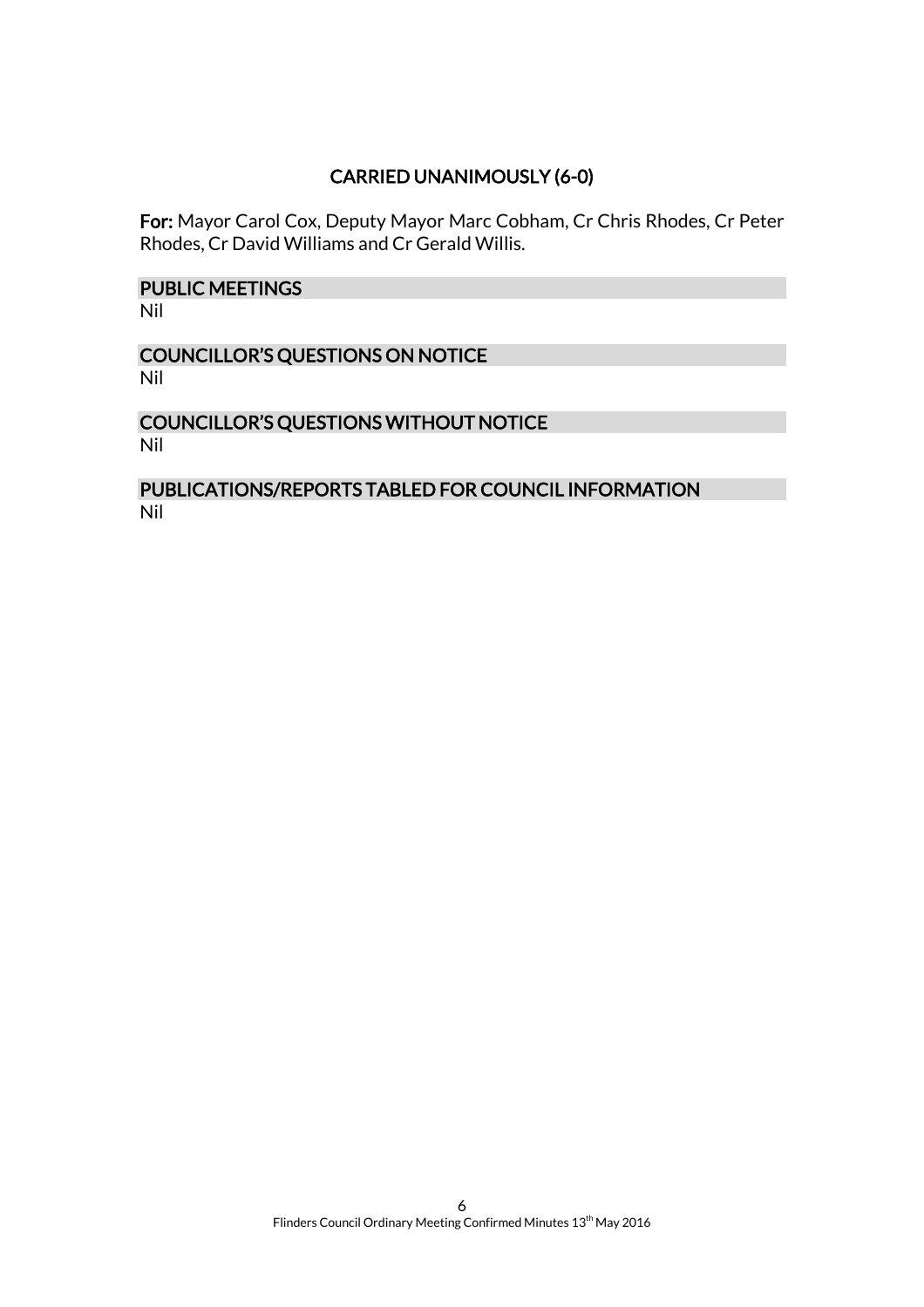**CARRIED UNANIMOUSLY (6-0)**

**For:** Mayor Carol Cox, Deputy Mayor Marc Cobham, Cr Chris Rhodes, Cr Peter Rhodes, Cr David Williams and Cr Gerald Willis.

## PUBLIC MEETINGS

Nil

## COUNCILLOR'S QUESTIONS ON NOTICE

Nil

## COUNCILLOR'S QUESTIONS WITHOUT NOTICE

Nil

## PUBLICATIONS/REPORTS TABLED FOR COUNCIL INFORMATION

Nil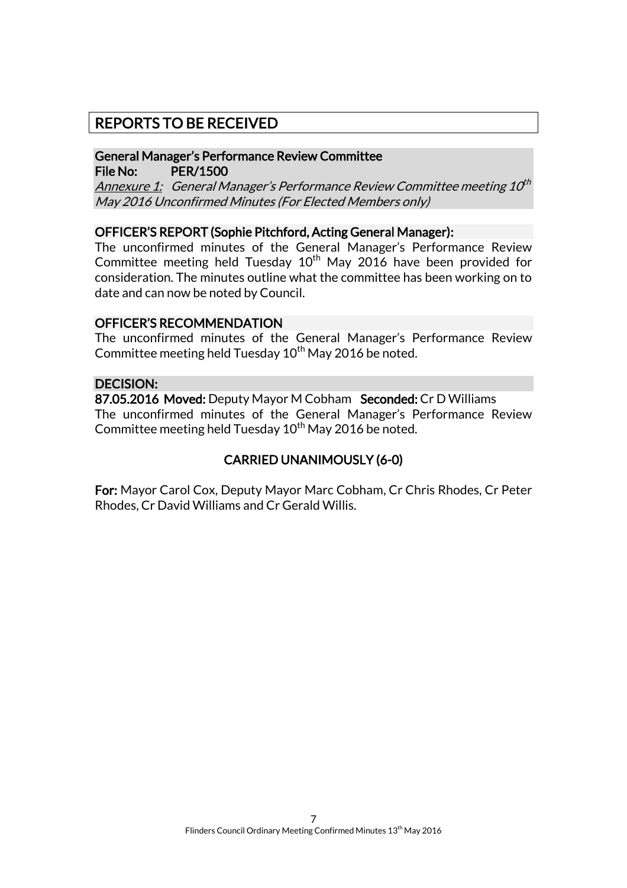# REPORTS TO BE RECEIVED

## General Manager's Performance Review Committee

**File No:** PER/1500

*Annexure 1: General Manager's Performance Review Committee meeting 10th May 2016 Unconfirmed Minutes (For Elected Members only)*

### OFFICER'S REPORT (Sophie Pitchford, Acting General Manager):

The unconfirmed minutes of the General Manager's Performance Review Committee meeting held Tuesday 10th May 2016 have been provided for consideration. The minutes outline what the committee has been working on to date and can now be noted by Council.

### OFFICER'S RECOMMENDATION

The unconfirmed minutes of the General Manager's Performance Review Committee meeting held Tuesday 10th May 2016 be noted.

### DECISION:

**87.05.2016 Moved:** Deputy Mayor M Cobham **Seconded:** Cr D Williams

The unconfirmed minutes of the General Manager's Performance Review Committee meeting held Tuesday 10th May 2016 be noted.

**CARRIED UNANIMOUSLY (6-0)**

**For:** Mayor Carol Cox, Deputy Mayor Marc Cobham, Cr Chris Rhodes, Cr Peter Rhodes, Cr David Williams and Cr Gerald Willis.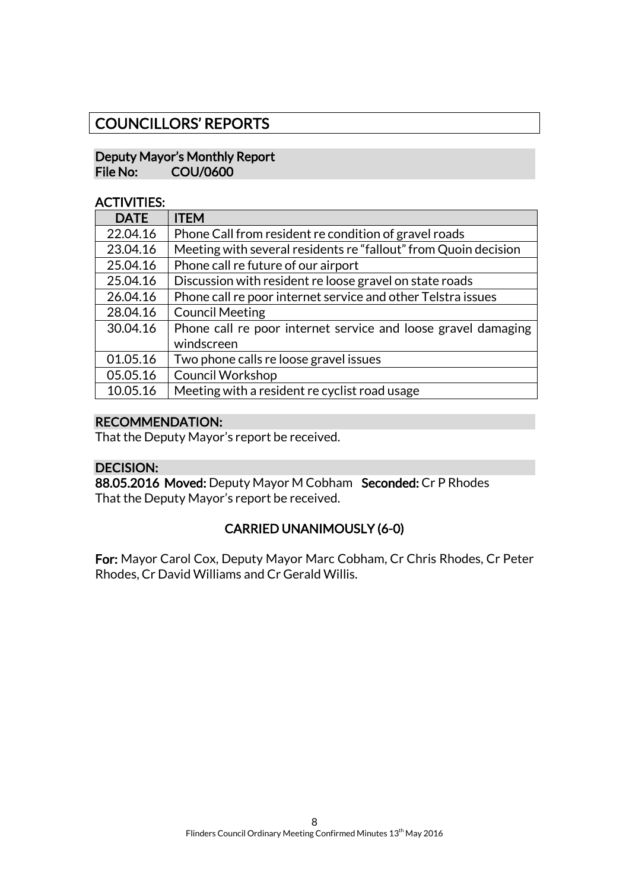# COUNCILLORS' REPORTS

## Deputy Mayor's Monthly Report
**File No: COU/0600**

### ACTIVITIES:

| DATE | ITEM |
|---|---|
| 22.04.16 | Phone Call from resident re condition of gravel roads |
| 23.04.16 | Meeting with several residents re "fallout" from Quoin decision |
| 25.04.16 | Phone call re future of our airport |
| 25.04.16 | Discussion with resident re loose gravel on state roads |
| 26.04.16 | Phone call re poor internet service and other Telstra issues |
| 28.04.16 | Council Meeting |
| 30.04.16 | Phone call re poor internet service and loose gravel damaging windscreen |
| 01.05.16 | Two phone calls re loose gravel issues |
| 05.05.16 | Council Workshop |
| 10.05.16 | Meeting with a resident re cyclist road usage |

### RECOMMENDATION:

That the Deputy Mayor's report be received.

### DECISION:

**88.05.2016 Moved:** Deputy Mayor M Cobham **Seconded:** Cr P Rhodes
That the Deputy Mayor's report be received.

**CARRIED UNANIMOUSLY (6-0)**

**For:** Mayor Carol Cox, Deputy Mayor Marc Cobham, Cr Chris Rhodes, Cr Peter Rhodes, Cr David Williams and Cr Gerald Willis.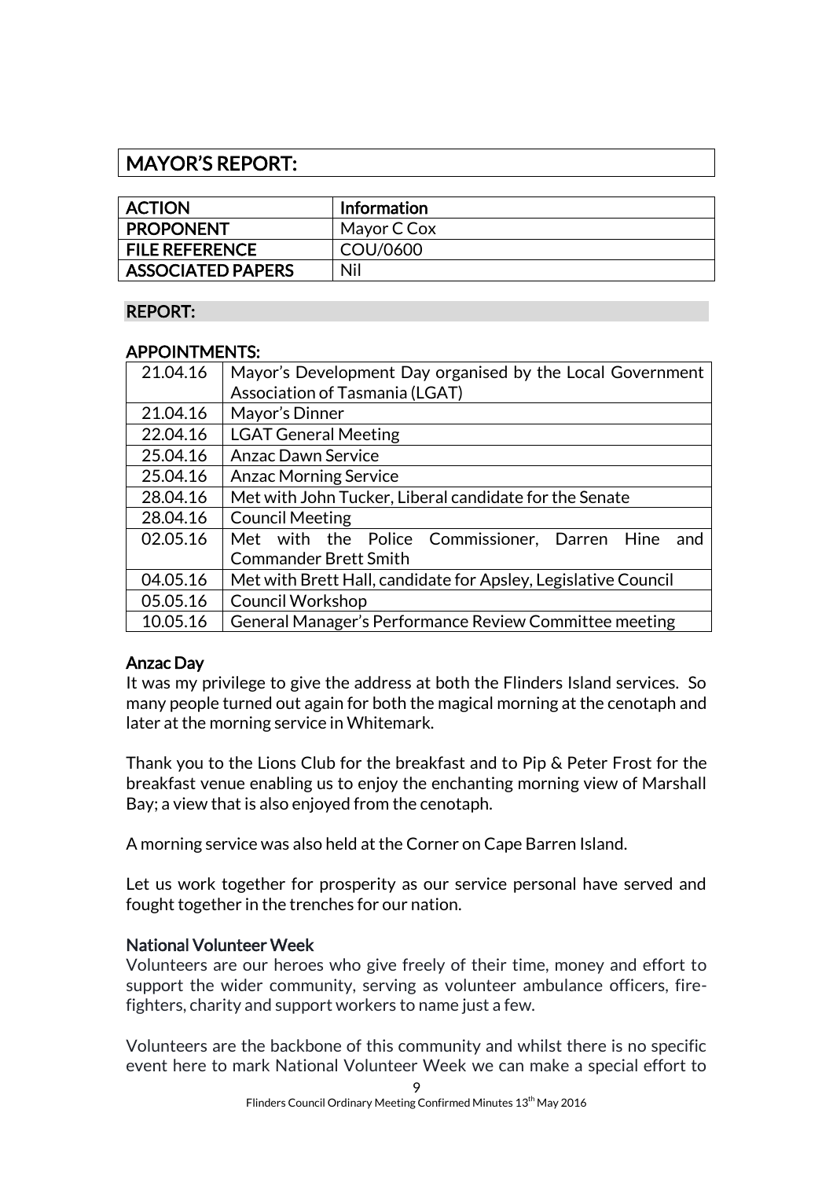## MAYOR'S REPORT:

| ACTION | Information |
|---|---|
| PROPONENT | Mayor C Cox |
| FILE REFERENCE | COU/0600 |
| ASSOCIATED PAPERS | Nil |

### REPORT:

### APPOINTMENTS:

| | |
|---|---|
| 21.04.16 | Mayor's Development Day organised by the Local Government Association of Tasmania (LGAT) |
| 21.04.16 | Mayor's Dinner |
| 22.04.16 | LGAT General Meeting |
| 25.04.16 | Anzac Dawn Service |
| 25.04.16 | Anzac Morning Service |
| 28.04.16 | Met with John Tucker, Liberal candidate for the Senate |
| 28.04.16 | Council Meeting |
| 02.05.16 | Met with the Police Commissioner, Darren Hine and Commander Brett Smith |
| 04.05.16 | Met with Brett Hall, candidate for Apsley, Legislative Council |
| 05.05.16 | Council Workshop |
| 10.05.16 | General Manager's Performance Review Committee meeting |

**Anzac Day**

It was my privilege to give the address at both the Flinders Island services. So many people turned out again for both the magical morning at the cenotaph and later at the morning service in Whitemark.

Thank you to the Lions Club for the breakfast and to Pip & Peter Frost for the breakfast venue enabling us to enjoy the enchanting morning view of Marshall Bay; a view that is also enjoyed from the cenotaph.

A morning service was also held at the Corner on Cape Barren Island.

Let us work together for prosperity as our service personal have served and fought together in the trenches for our nation.

**National Volunteer Week**

Volunteers are our heroes who give freely of their time, money and effort to support the wider community, serving as volunteer ambulance officers, fire-fighters, charity and support workers to name just a few.

Volunteers are the backbone of this community and whilst there is no specific event here to mark National Volunteer Week we can make a special effort to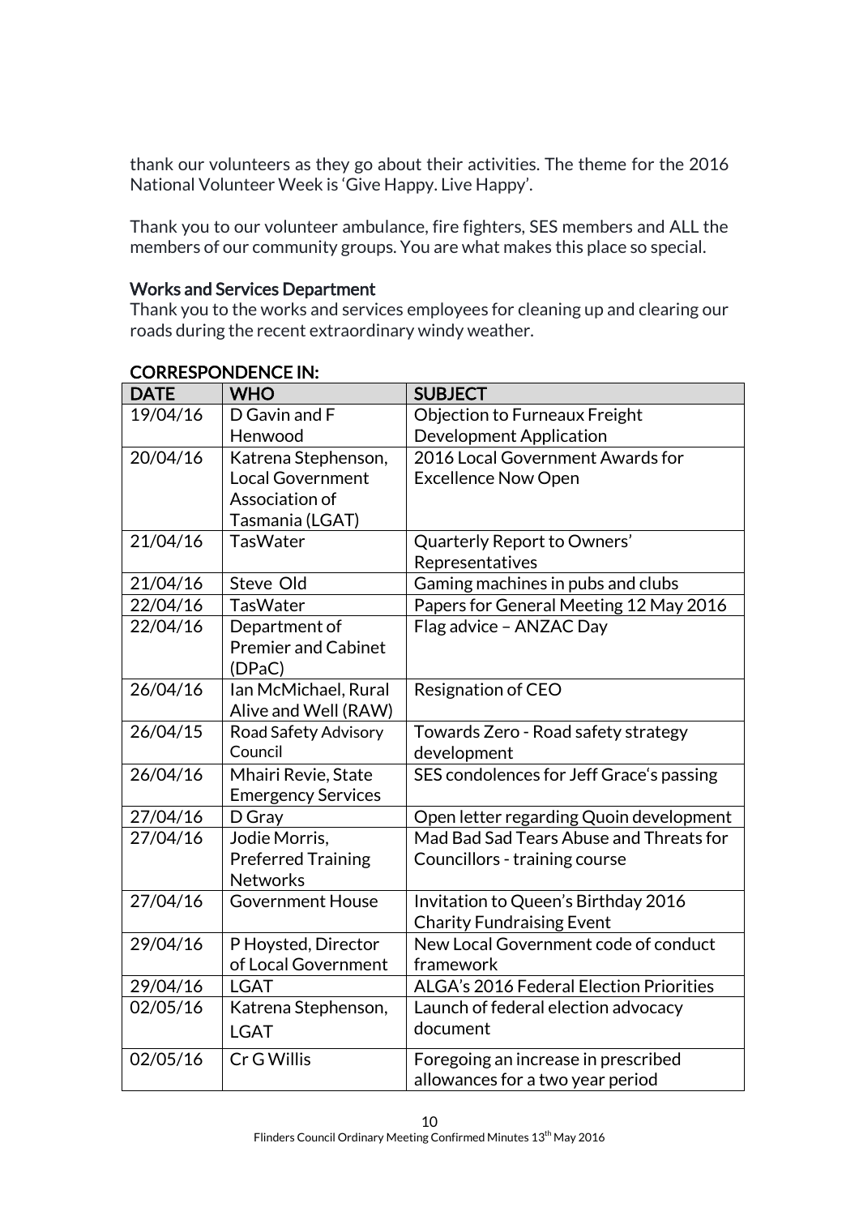thank our volunteers as they go about their activities. The theme for the 2016 National Volunteer Week is 'Give Happy. Live Happy'.

Thank you to our volunteer ambulance, fire fighters, SES members and ALL the members of our community groups. You are what makes this place so special.

**Works and Services Department**

Thank you to the works and services employees for cleaning up and clearing our roads during the recent extraordinary windy weather.

**CORRESPONDENCE IN:**

| DATE | WHO | SUBJECT |
|---|---|---|
| 19/04/16 | D Gavin and F Henwood | Objection to Furneaux Freight Development Application |
| 20/04/16 | Katrena Stephenson, Local Government Association of Tasmania (LGAT) | 2016 Local Government Awards for Excellence Now Open |
| 21/04/16 | TasWater | Quarterly Report to Owners' Representatives |
| 21/04/16 | Steve Old | Gaming machines in pubs and clubs |
| 22/04/16 | TasWater | Papers for General Meeting 12 May 2016 |
| 22/04/16 | Department of Premier and Cabinet (DPaC) | Flag advice – ANZAC Day |
| 26/04/16 | Ian McMichael, Rural Alive and Well (RAW) | Resignation of CEO |
| 26/04/15 | Road Safety Advisory Council | Towards Zero - Road safety strategy development |
| 26/04/16 | Mhairi Revie, State Emergency Services | SES condolences for Jeff Grace's passing |
| 27/04/16 | D Gray | Open letter regarding Quoin development |
| 27/04/16 | Jodie Morris, Preferred Training Networks | Mad Bad Sad Tears Abuse and Threats for Councillors - training course |
| 27/04/16 | Government House | Invitation to Queen's Birthday 2016 Charity Fundraising Event |
| 29/04/16 | P Hoysted, Director of Local Government | New Local Government code of conduct framework |
| 29/04/16 | LGAT | ALGA's 2016 Federal Election Priorities |
| 02/05/16 | Katrena Stephenson, LGAT | Launch of federal election advocacy document |
| 02/05/16 | Cr G Willis | Foregoing an increase in prescribed allowances for a two year period |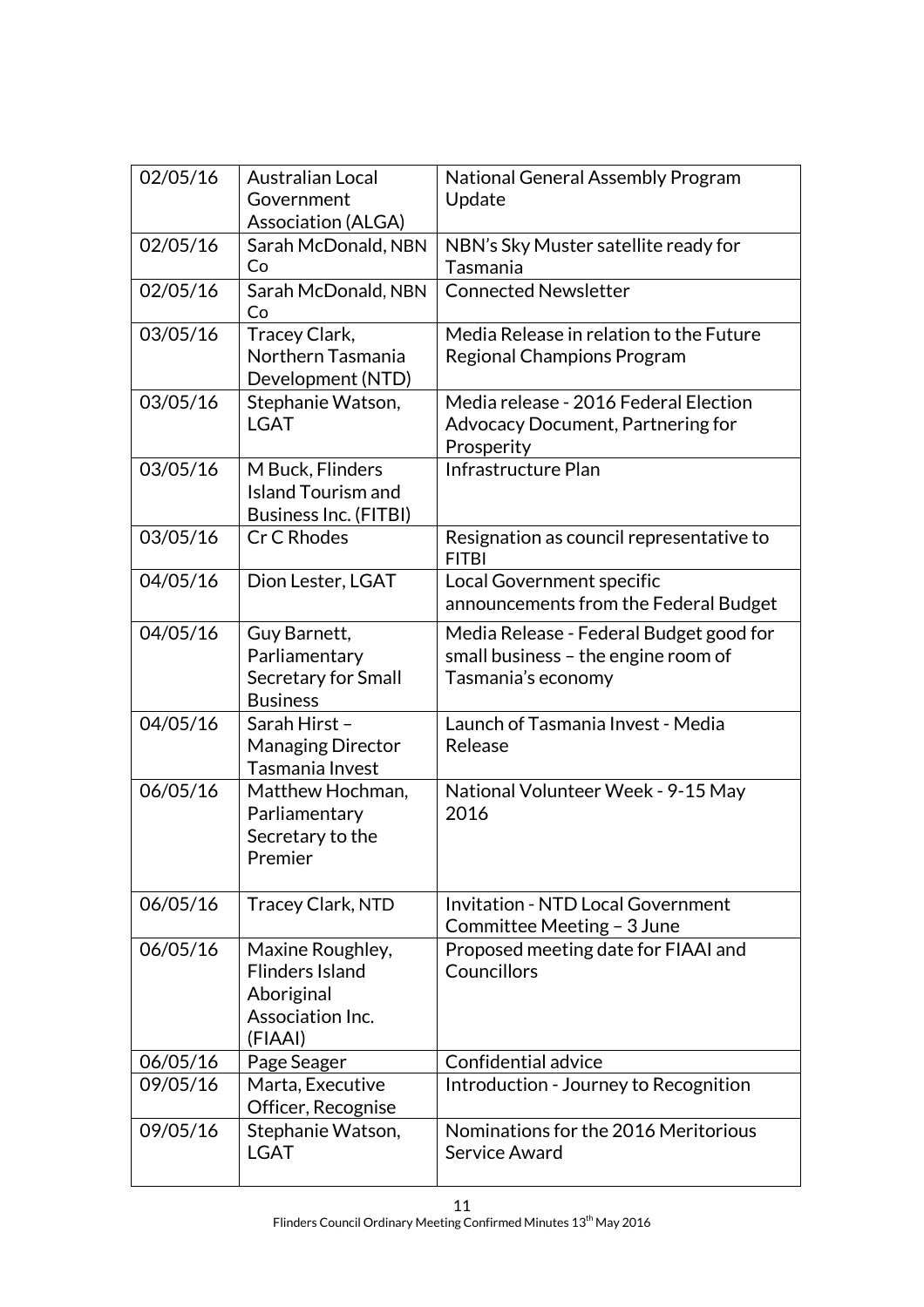| 02/05/16 | Australian Local Government Association (ALGA) | National General Assembly Program Update |
|---|---|---|
| 02/05/16 | Sarah McDonald, NBN Co | NBN's Sky Muster satellite ready for Tasmania |
| 02/05/16 | Sarah McDonald, NBN Co | Connected Newsletter |
| 03/05/16 | Tracey Clark, Northern Tasmania Development (NTD) | Media Release in relation to the Future Regional Champions Program |
| 03/05/16 | Stephanie Watson, LGAT | Media release - 2016 Federal Election Advocacy Document, Partnering for Prosperity |
| 03/05/16 | M Buck, Flinders Island Tourism and Business Inc. (FITBI) | Infrastructure Plan |
| 03/05/16 | Cr C Rhodes | Resignation as council representative to FITBI |
| 04/05/16 | Dion Lester, LGAT | Local Government specific announcements from the Federal Budget |
| 04/05/16 | Guy Barnett, Parliamentary Secretary for Small Business | Media Release - Federal Budget good for small business – the engine room of Tasmania's economy |
| 04/05/16 | Sarah Hirst – Managing Director Tasmania Invest | Launch of Tasmania Invest - Media Release |
| 06/05/16 | Matthew Hochman, Parliamentary Secretary to the Premier | National Volunteer Week - 9-15 May 2016 |
| 06/05/16 | Tracey Clark, NTD | Invitation - NTD Local Government Committee Meeting – 3 June |
| 06/05/16 | Maxine Roughley, Flinders Island Aboriginal Association Inc. (FIAAI) | Proposed meeting date for FIAAI and Councillors |
| 06/05/16 | Page Seager | Confidential advice |
| 09/05/16 | Marta, Executive Officer, Recognise | Introduction - Journey to Recognition |
| 09/05/16 | Stephanie Watson, LGAT | Nominations for the 2016 Meritorious Service Award |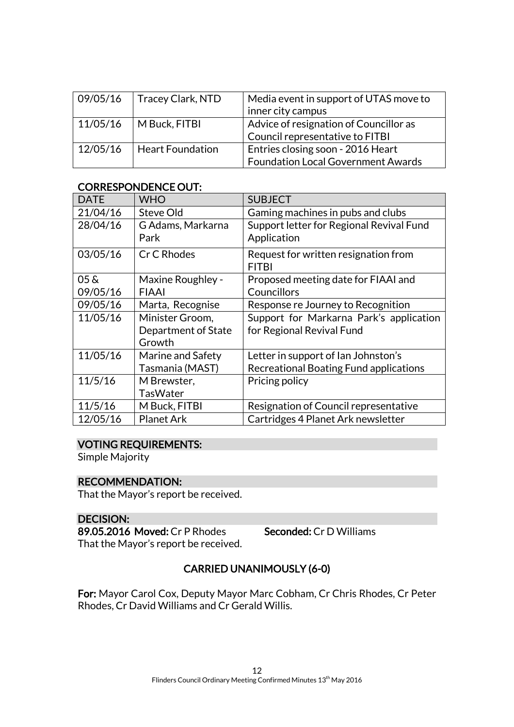| | | |
|---|---|---|
| 09/05/16 | Tracey Clark, NTD | Media event in support of UTAS move to inner city campus |
| 11/05/16 | M Buck, FITBI | Advice of resignation of Councillor as Council representative to FITBI |
| 12/05/16 | Heart Foundation | Entries closing soon - 2016 Heart Foundation Local Government Awards |

## CORRESPONDENCE OUT:

| DATE | WHO | SUBJECT |
|---|---|---|
| 21/04/16 | Steve Old | Gaming machines in pubs and clubs |
| 28/04/16 | G Adams, Markarna Park | Support letter for Regional Revival Fund Application |
| 03/05/16 | Cr C Rhodes | Request for written resignation from FITBI |
| 05 & 09/05/16 | Maxine Roughley - FIAAI | Proposed meeting date for FIAAI and Councillors |
| 09/05/16 | Marta, Recognise | Response re Journey to Recognition |
| 11/05/16 | Minister Groom, Department of State Growth | Support for Markarna Park's application for Regional Revival Fund |
| 11/05/16 | Marine and Safety Tasmania (MAST) | Letter in support of Ian Johnston's Recreational Boating Fund applications |
| 11/5/16 | M Brewster, TasWater | Pricing policy |
| 11/5/16 | M Buck, FITBI | Resignation of Council representative |
| 12/05/16 | Planet Ark | Cartridges 4 Planet Ark newsletter |

## VOTING REQUIREMENTS:

Simple Majority

## RECOMMENDATION:

That the Mayor's report be received.

## DECISION:

**89.05.2016 Moved:** Cr P Rhodes **Seconded:** Cr D Williams

That the Mayor's report be received.

**CARRIED UNANIMOUSLY (6-0)**

**For:** Mayor Carol Cox, Deputy Mayor Marc Cobham, Cr Chris Rhodes, Cr Peter Rhodes, Cr David Williams and Cr Gerald Willis.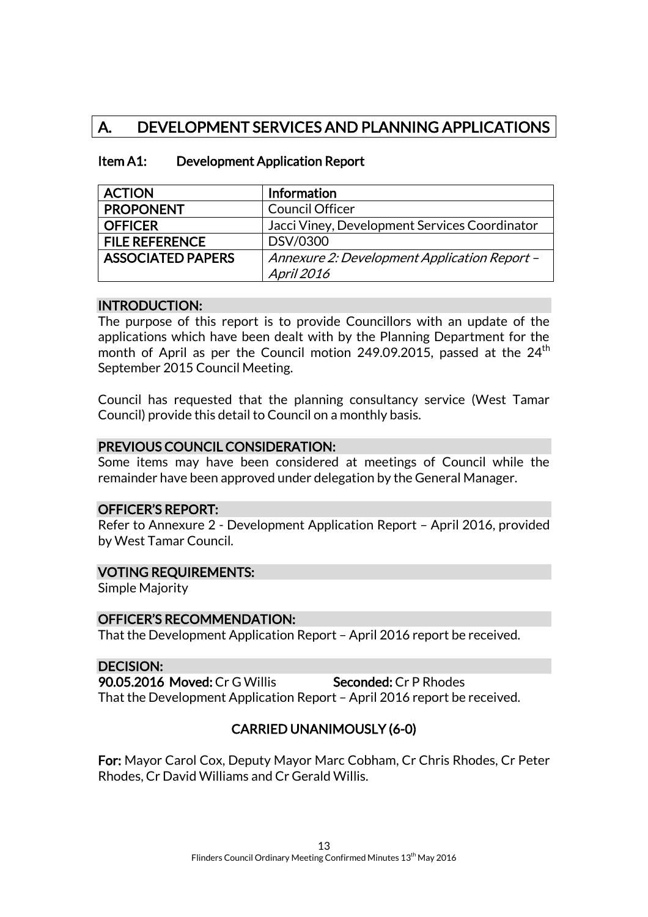# A. DEVELOPMENT SERVICES AND PLANNING APPLICATIONS

## Item A1: Development Application Report

| ACTION | Information |
| --- | --- |
| PROPONENT | Council Officer |
| OFFICER | Jacci Viney, Development Services Coordinator |
| FILE REFERENCE | DSV/0300 |
| ASSOCIATED PAPERS | *Annexure 2: Development Application Report – April 2016* |

### INTRODUCTION:

The purpose of this report is to provide Councillors with an update of the applications which have been dealt with by the Planning Department for the month of April as per the Council motion 249.09.2015, passed at the 24th September 2015 Council Meeting.

Council has requested that the planning consultancy service (West Tamar Council) provide this detail to Council on a monthly basis.

### PREVIOUS COUNCIL CONSIDERATION:

Some items may have been considered at meetings of Council while the remainder have been approved under delegation by the General Manager.

### OFFICER'S REPORT:

Refer to Annexure 2 - Development Application Report – April 2016, provided by West Tamar Council.

### VOTING REQUIREMENTS:

Simple Majority

### OFFICER'S RECOMMENDATION:

That the Development Application Report – April 2016 report be received.

### DECISION:

**90.05.2016 Moved:** Cr G Willis **Seconded:** Cr P Rhodes

That the Development Application Report – April 2016 report be received.

**CARRIED UNANIMOUSLY (6-0)**

**For:** Mayor Carol Cox, Deputy Mayor Marc Cobham, Cr Chris Rhodes, Cr Peter Rhodes, Cr David Williams and Cr Gerald Willis.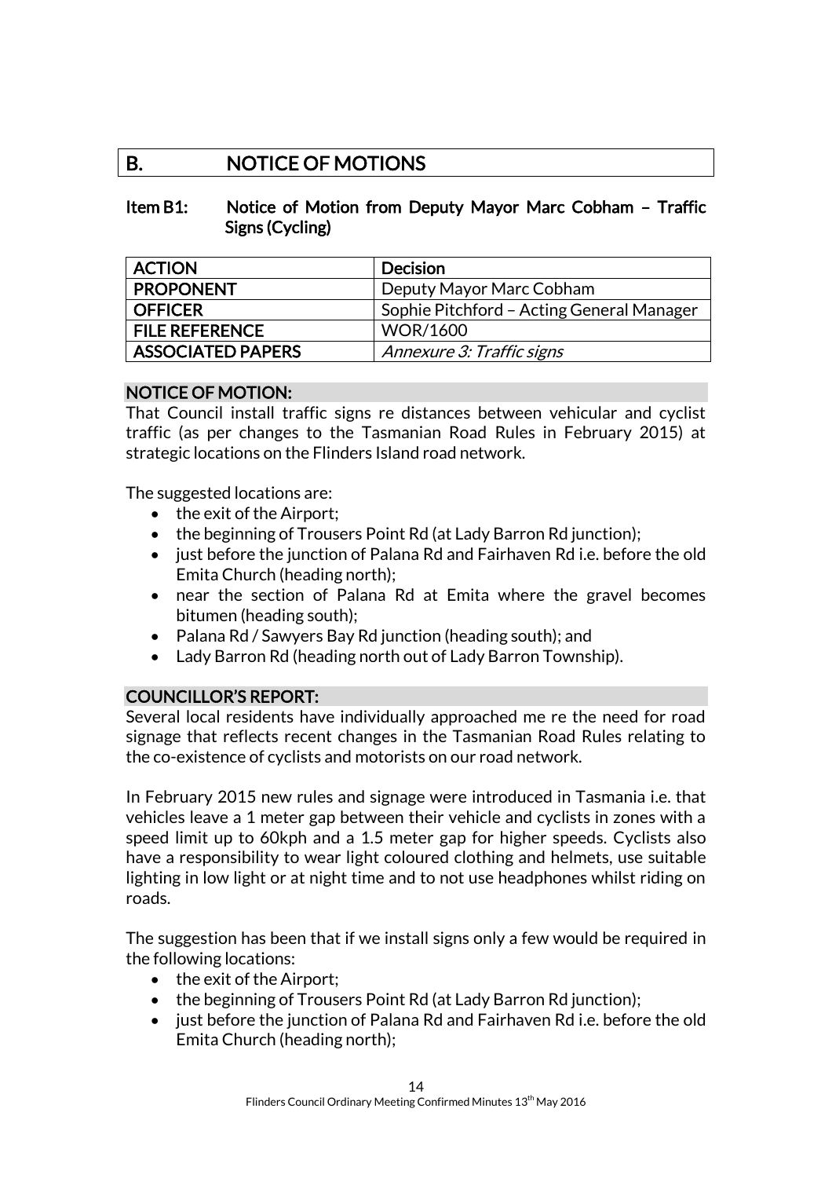## B. NOTICE OF MOTIONS

### Item B1: Notice of Motion from Deputy Mayor Marc Cobham – Traffic Signs (Cycling)

| ACTION | Decision |
|---|---|
| PROPONENT | Deputy Mayor Marc Cobham |
| OFFICER | Sophie Pitchford – Acting General Manager |
| FILE REFERENCE | WOR/1600 |
| ASSOCIATED PAPERS | *Annexure 3: Traffic signs* |

**NOTICE OF MOTION:**

That Council install traffic signs re distances between vehicular and cyclist traffic (as per changes to the Tasmanian Road Rules in February 2015) at strategic locations on the Flinders Island road network.

The suggested locations are:

- the exit of the Airport;
- the beginning of Trousers Point Rd (at Lady Barron Rd junction);
- just before the junction of Palana Rd and Fairhaven Rd i.e. before the old Emita Church (heading north);
- near the section of Palana Rd at Emita where the gravel becomes bitumen (heading south);
- Palana Rd / Sawyers Bay Rd junction (heading south); and
- Lady Barron Rd (heading north out of Lady Barron Township).

**COUNCILLOR'S REPORT:**

Several local residents have individually approached me re the need for road signage that reflects recent changes in the Tasmanian Road Rules relating to the co-existence of cyclists and motorists on our road network.

In February 2015 new rules and signage were introduced in Tasmania i.e. that vehicles leave a 1 meter gap between their vehicle and cyclists in zones with a speed limit up to 60kph and a 1.5 meter gap for higher speeds. Cyclists also have a responsibility to wear light coloured clothing and helmets, use suitable lighting in low light or at night time and to not use headphones whilst riding on roads.

The suggestion has been that if we install signs only a few would be required in the following locations:

- the exit of the Airport;
- the beginning of Trousers Point Rd (at Lady Barron Rd junction);
- just before the junction of Palana Rd and Fairhaven Rd i.e. before the old Emita Church (heading north);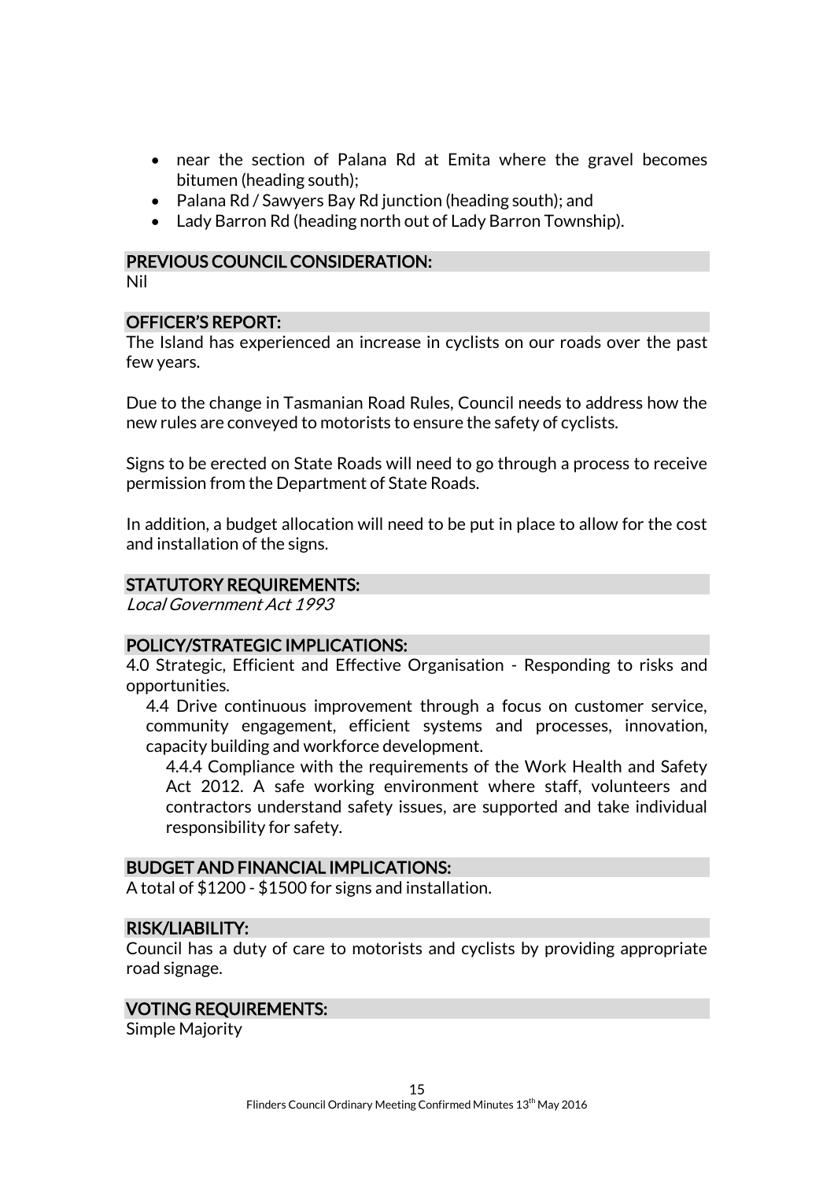- near the section of Palana Rd at Emita where the gravel becomes bitumen (heading south);
- Palana Rd / Sawyers Bay Rd junction (heading south); and
- Lady Barron Rd (heading north out of Lady Barron Township).

## PREVIOUS COUNCIL CONSIDERATION:

Nil

## OFFICER'S REPORT:

The Island has experienced an increase in cyclists on our roads over the past few years.

Due to the change in Tasmanian Road Rules, Council needs to address how the new rules are conveyed to motorists to ensure the safety of cyclists.

Signs to be erected on State Roads will need to go through a process to receive permission from the Department of State Roads.

In addition, a budget allocation will need to be put in place to allow for the cost and installation of the signs.

## STATUTORY REQUIREMENTS:

*Local Government Act 1993*

## POLICY/STRATEGIC IMPLICATIONS:

4.0 Strategic, Efficient and Effective Organisation - Responding to risks and opportunities.

4.4 Drive continuous improvement through a focus on customer service, community engagement, efficient systems and processes, innovation, capacity building and workforce development.

4.4.4 Compliance with the requirements of the Work Health and Safety Act 2012. A safe working environment where staff, volunteers and contractors understand safety issues, are supported and take individual responsibility for safety.

## BUDGET AND FINANCIAL IMPLICATIONS:

A total of $1200 - $1500 for signs and installation.

## RISK/LIABILITY:

Council has a duty of care to motorists and cyclists by providing appropriate road signage.

## VOTING REQUIREMENTS:

Simple Majority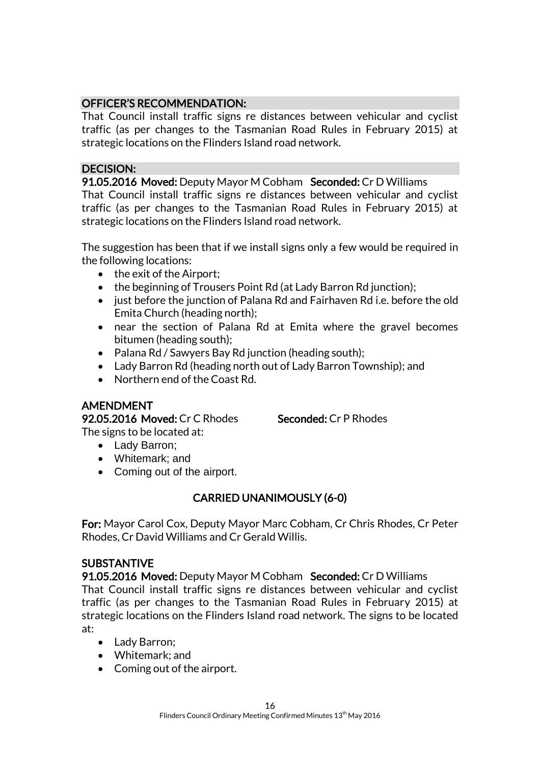## OFFICER'S RECOMMENDATION:

That Council install traffic signs re distances between vehicular and cyclist traffic (as per changes to the Tasmanian Road Rules in February 2015) at strategic locations on the Flinders Island road network.

## DECISION:

**91.05.2016 Moved:** Deputy Mayor M Cobham **Seconded:** Cr D Williams

That Council install traffic signs re distances between vehicular and cyclist traffic (as per changes to the Tasmanian Road Rules in February 2015) at strategic locations on the Flinders Island road network.

The suggestion has been that if we install signs only a few would be required in the following locations:

- the exit of the Airport;
- the beginning of Trousers Point Rd (at Lady Barron Rd junction);
- just before the junction of Palana Rd and Fairhaven Rd i.e. before the old Emita Church (heading north);
- near the section of Palana Rd at Emita where the gravel becomes bitumen (heading south);
- Palana Rd / Sawyers Bay Rd junction (heading south);
- Lady Barron Rd (heading north out of Lady Barron Township); and
- Northern end of the Coast Rd.

## AMENDMENT

**92.05.2016 Moved:** Cr C Rhodes **Seconded:** Cr P Rhodes

The signs to be located at:

- Lady Barron;
- Whitemark; and
- Coming out of the airport.

**CARRIED UNANIMOUSLY (6-0)**

**For:** Mayor Carol Cox, Deputy Mayor Marc Cobham, Cr Chris Rhodes, Cr Peter Rhodes, Cr David Williams and Cr Gerald Willis.

## SUBSTANTIVE

**91.05.2016 Moved:** Deputy Mayor M Cobham **Seconded:** Cr D Williams

That Council install traffic signs re distances between vehicular and cyclist traffic (as per changes to the Tasmanian Road Rules in February 2015) at strategic locations on the Flinders Island road network. The signs to be located at:

- Lady Barron;
- Whitemark; and
- Coming out of the airport.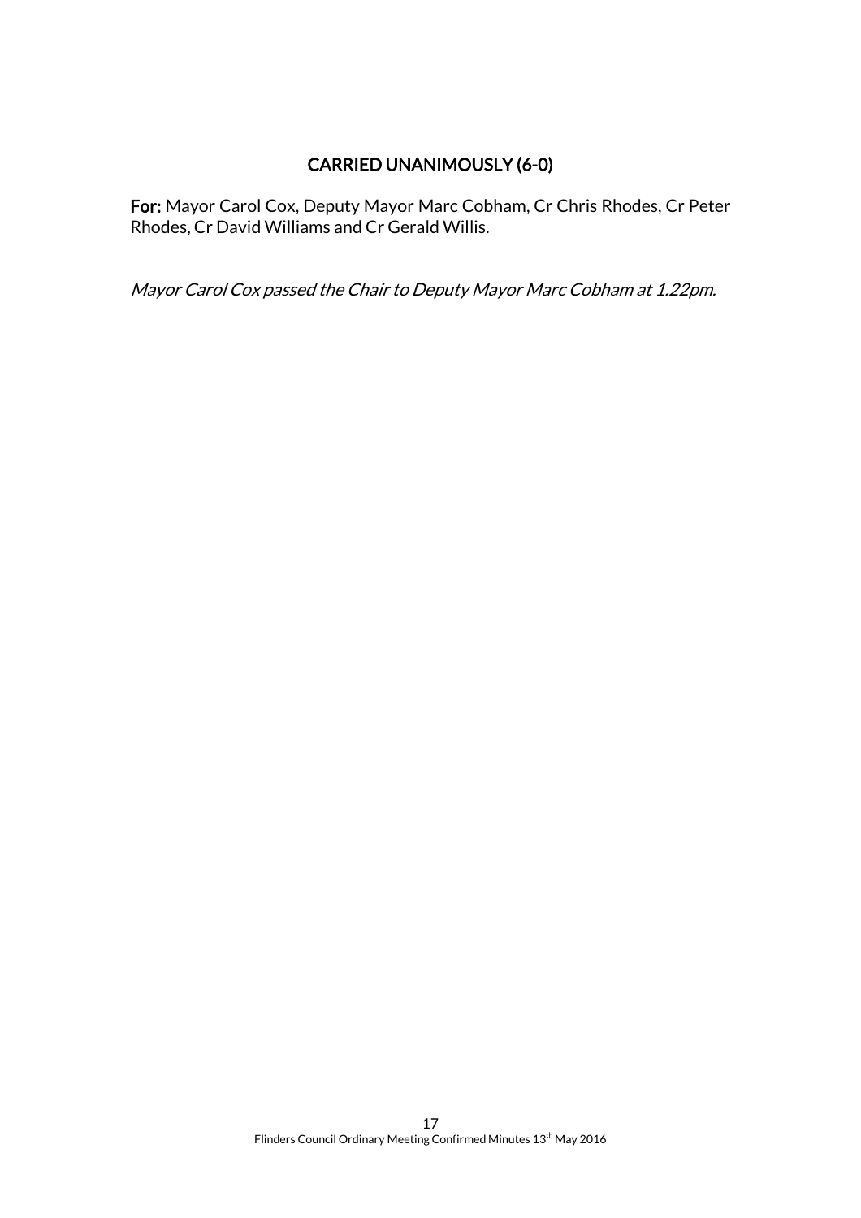**CARRIED UNANIMOUSLY (6-0)**

**For:** Mayor Carol Cox, Deputy Mayor Marc Cobham, Cr Chris Rhodes, Cr Peter Rhodes, Cr David Williams and Cr Gerald Willis.

*Mayor Carol Cox passed the Chair to Deputy Mayor Marc Cobham at 1.22pm.*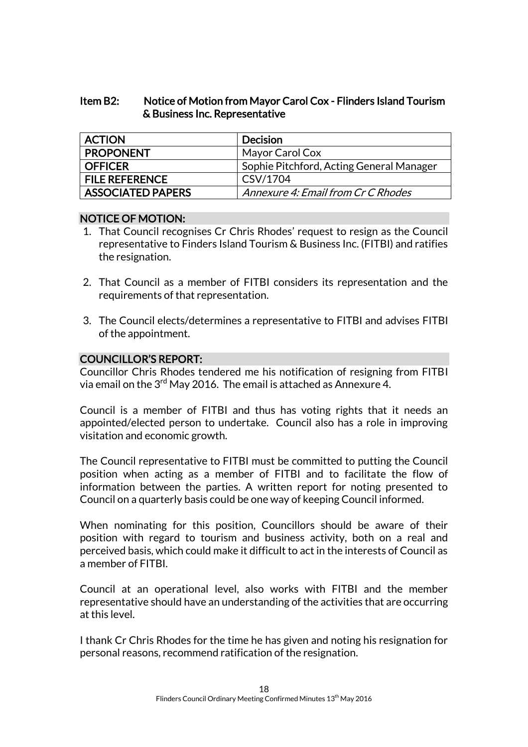### Item B2: Notice of Motion from Mayor Carol Cox - Flinders Island Tourism & Business Inc. Representative

| ACTION | Decision |
|---|---|
| PROPONENT | Mayor Carol Cox |
| OFFICER | Sophie Pitchford, Acting General Manager |
| FILE REFERENCE | CSV/1704 |
| ASSOCIATED PAPERS | *Annexure 4: Email from Cr C Rhodes* |

**NOTICE OF MOTION:**

1. That Council recognises Cr Chris Rhodes' request to resign as the Council representative to Finders Island Tourism & Business Inc. (FITBI) and ratifies the resignation.

2. That Council as a member of FITBI considers its representation and the requirements of that representation.

3. The Council elects/determines a representative to FITBI and advises FITBI of the appointment.

**COUNCILLOR'S REPORT:**

Councillor Chris Rhodes tendered me his notification of resigning from FITBI via email on the 3rd May 2016. The email is attached as Annexure 4.

Council is a member of FITBI and thus has voting rights that it needs an appointed/elected person to undertake. Council also has a role in improving visitation and economic growth.

The Council representative to FITBI must be committed to putting the Council position when acting as a member of FITBI and to facilitate the flow of information between the parties. A written report for noting presented to Council on a quarterly basis could be one way of keeping Council informed.

When nominating for this position, Councillors should be aware of their position with regard to tourism and business activity, both on a real and perceived basis, which could make it difficult to act in the interests of Council as a member of FITBI.

Council at an operational level, also works with FITBI and the member representative should have an understanding of the activities that are occurring at this level.

I thank Cr Chris Rhodes for the time he has given and noting his resignation for personal reasons, recommend ratification of the resignation.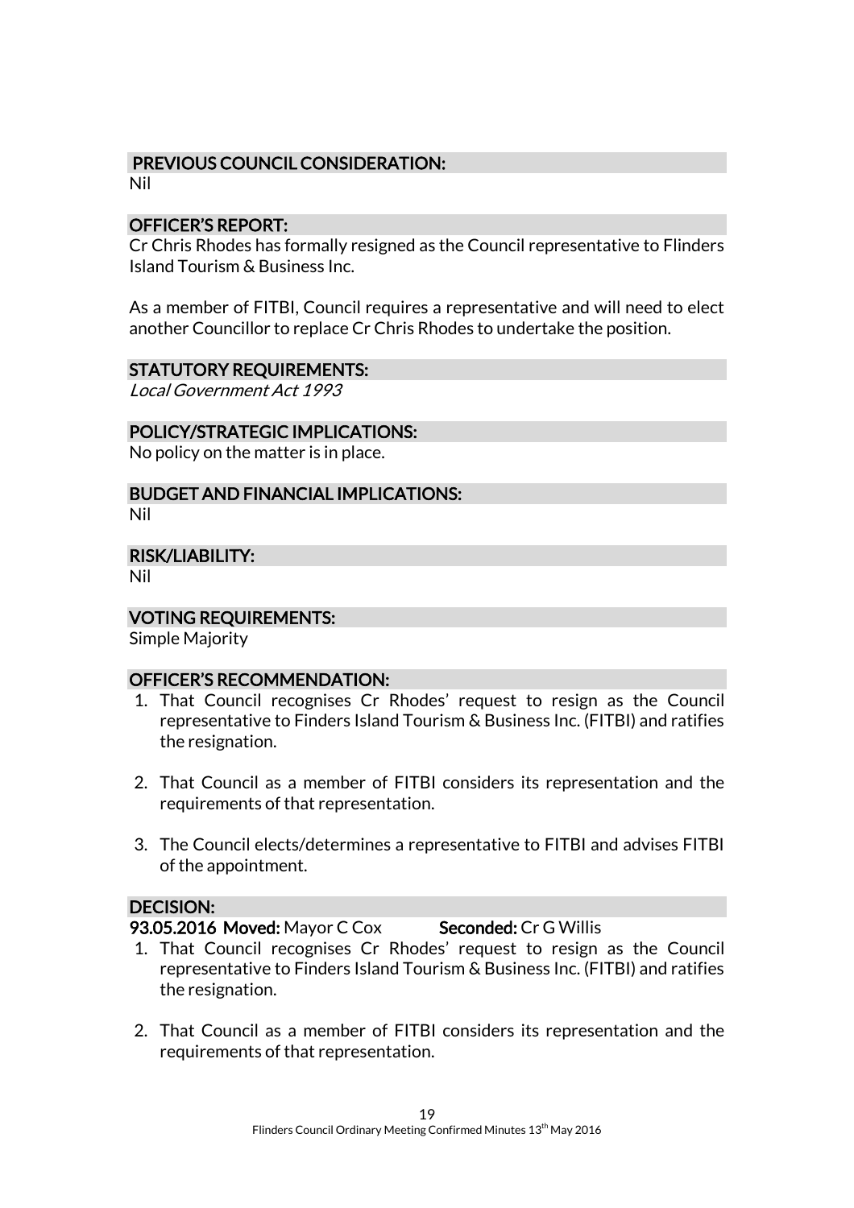## PREVIOUS COUNCIL CONSIDERATION:

Nil

## OFFICER'S REPORT:

Cr Chris Rhodes has formally resigned as the Council representative to Flinders Island Tourism & Business Inc.

As a member of FITBI, Council requires a representative and will need to elect another Councillor to replace Cr Chris Rhodes to undertake the position.

## STATUTORY REQUIREMENTS:

*Local Government Act 1993*

## POLICY/STRATEGIC IMPLICATIONS:

No policy on the matter is in place.

## BUDGET AND FINANCIAL IMPLICATIONS:

Nil

## RISK/LIABILITY:

Nil

## VOTING REQUIREMENTS:

Simple Majority

## OFFICER'S RECOMMENDATION:

1. That Council recognises Cr Rhodes' request to resign as the Council representative to Finders Island Tourism & Business Inc. (FITBI) and ratifies the resignation.

2. That Council as a member of FITBI considers its representation and the requirements of that representation.

3. The Council elects/determines a representative to FITBI and advises FITBI of the appointment.

## DECISION:

**93.05.2016 Moved:** Mayor C Cox **Seconded:** Cr G Willis

1. That Council recognises Cr Rhodes' request to resign as the Council representative to Finders Island Tourism & Business Inc. (FITBI) and ratifies the resignation.

2. That Council as a member of FITBI considers its representation and the requirements of that representation.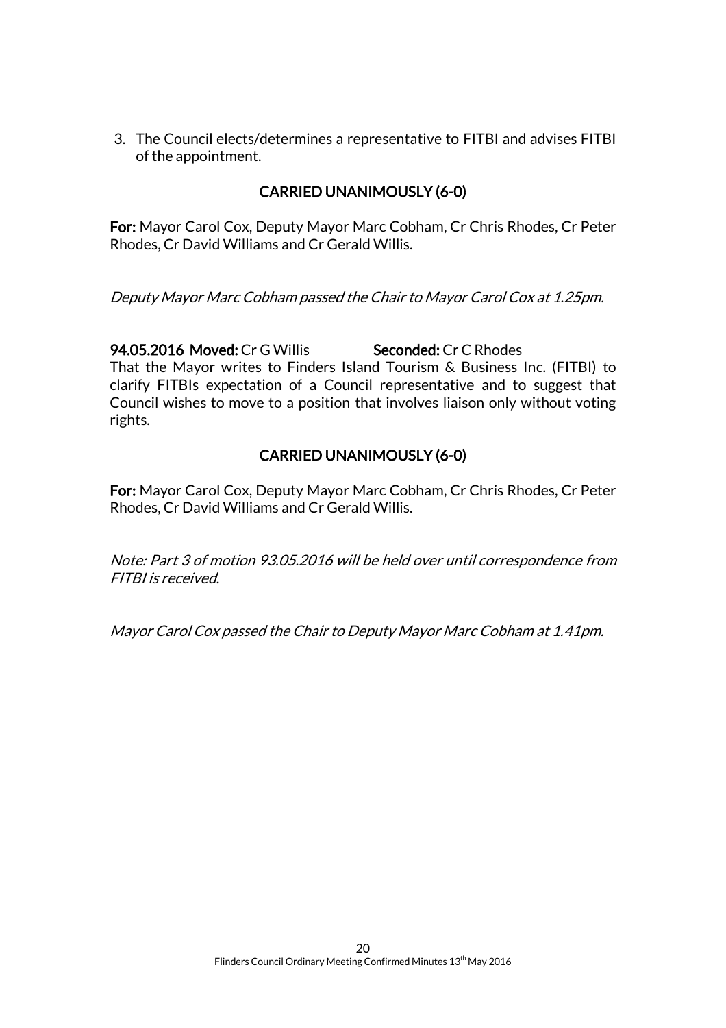3. The Council elects/determines a representative to FITBI and advises FITBI of the appointment.

**CARRIED UNANIMOUSLY (6-0)**

**For:** Mayor Carol Cox, Deputy Mayor Marc Cobham, Cr Chris Rhodes, Cr Peter Rhodes, Cr David Williams and Cr Gerald Willis.

*Deputy Mayor Marc Cobham passed the Chair to Mayor Carol Cox at 1.25pm.*

**94.05.2016 Moved:** Cr G Willis **Seconded:** Cr C Rhodes
That the Mayor writes to Finders Island Tourism & Business Inc. (FITBI) to clarify FITBIs expectation of a Council representative and to suggest that Council wishes to move to a position that involves liaison only without voting rights.

**CARRIED UNANIMOUSLY (6-0)**

**For:** Mayor Carol Cox, Deputy Mayor Marc Cobham, Cr Chris Rhodes, Cr Peter Rhodes, Cr David Williams and Cr Gerald Willis.

*Note: Part 3 of motion 93.05.2016 will be held over until correspondence from FITBI is received.*

*Mayor Carol Cox passed the Chair to Deputy Mayor Marc Cobham at 1.41pm.*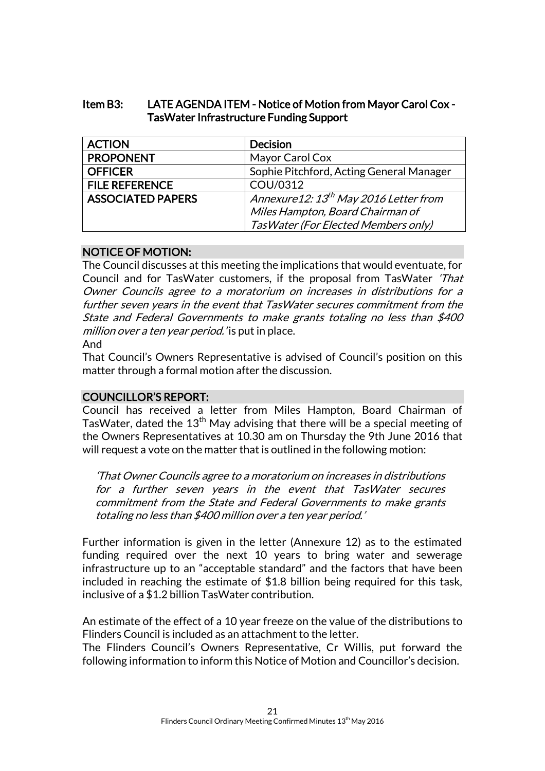## Item B3: LATE AGENDA ITEM - Notice of Motion from Mayor Carol Cox - TasWater Infrastructure Funding Support

| **ACTION** | **Decision** |
|---|---|
| **PROPONENT** | Mayor Carol Cox |
| **OFFICER** | Sophie Pitchford, Acting General Manager |
| **FILE REFERENCE** | COU/0312 |
| **ASSOCIATED PAPERS** | *Annexure12: 13th May 2016 Letter from Miles Hampton, Board Chairman of TasWater (For Elected Members only)* |

### NOTICE OF MOTION:

The Council discusses at this meeting the implications that would eventuate, for Council and for TasWater customers, if the proposal from TasWater *'That Owner Councils agree to a moratorium on increases in distributions for a further seven years in the event that TasWater secures commitment from the State and Federal Governments to make grants totaling no less than $400 million over a ten year period.'* is put in place.

And

That Council's Owners Representative is advised of Council's position on this matter through a formal motion after the discussion.

### COUNCILLOR'S REPORT:

Council has received a letter from Miles Hampton, Board Chairman of TasWater, dated the 13th May advising that there will be a special meeting of the Owners Representatives at 10.30 am on Thursday the 9th June 2016 that will request a vote on the matter that is outlined in the following motion:

> *'That Owner Councils agree to a moratorium on increases in distributions for a further seven years in the event that TasWater secures commitment from the State and Federal Governments to make grants totaling no less than $400 million over a ten year period.'*

Further information is given in the letter (Annexure 12) as to the estimated funding required over the next 10 years to bring water and sewerage infrastructure up to an "acceptable standard" and the factors that have been included in reaching the estimate of $1.8 billion being required for this task, inclusive of a $1.2 billion TasWater contribution.

An estimate of the effect of a 10 year freeze on the value of the distributions to Flinders Council is included as an attachment to the letter.

The Flinders Council's Owners Representative, Cr Willis, put forward the following information to inform this Notice of Motion and Councillor's decision.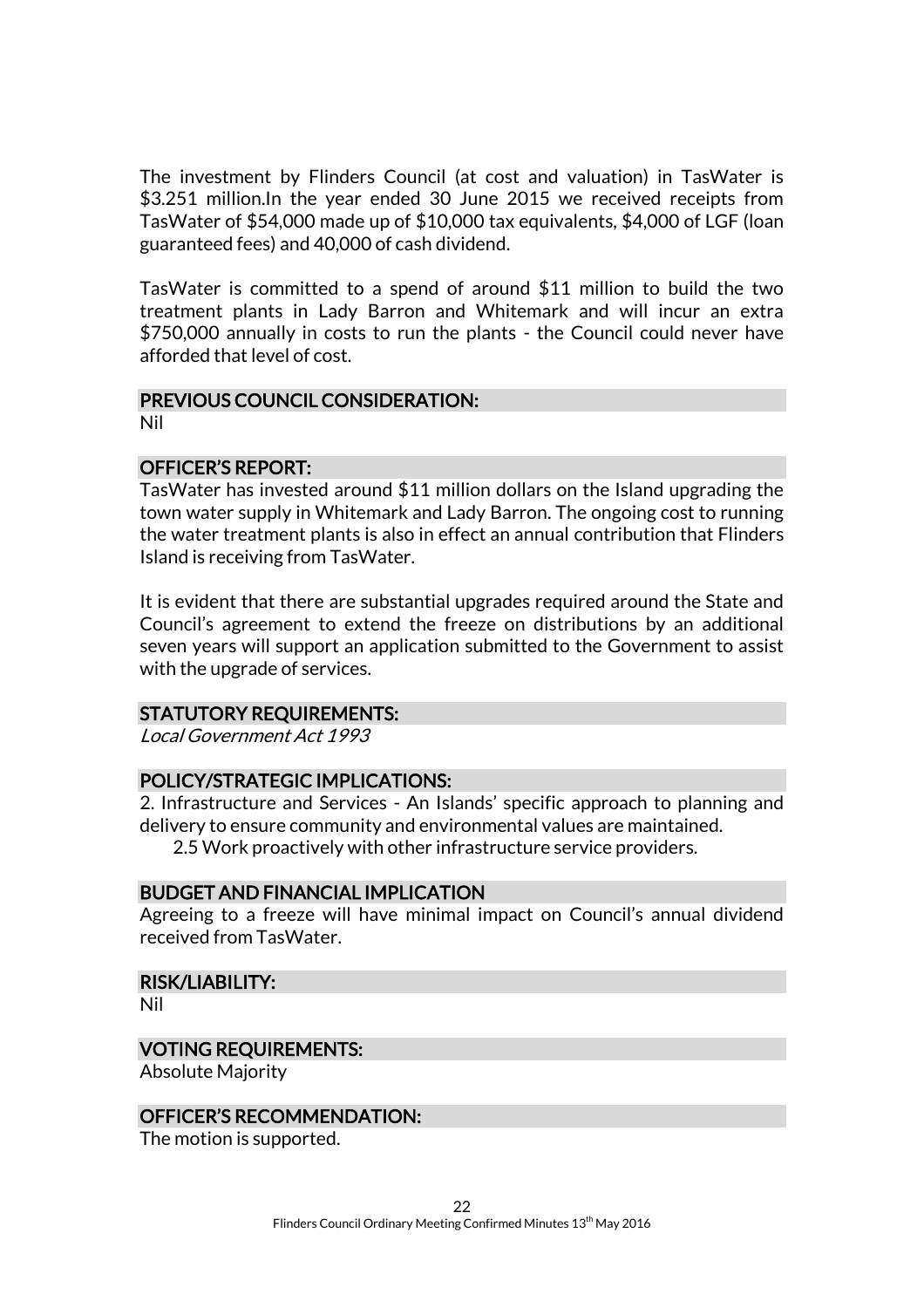The investment by Flinders Council (at cost and valuation) in TasWater is $3.251 million.In the year ended 30 June 2015 we received receipts from TasWater of $54,000 made up of $10,000 tax equivalents, $4,000 of LGF (loan guaranteed fees) and 40,000 of cash dividend.

TasWater is committed to a spend of around $11 million to build the two treatment plants in Lady Barron and Whitemark and will incur an extra $750,000 annually in costs to run the plants - the Council could never have afforded that level of cost.

### PREVIOUS COUNCIL CONSIDERATION:

Nil

### OFFICER'S REPORT:

TasWater has invested around $11 million dollars on the Island upgrading the town water supply in Whitemark and Lady Barron. The ongoing cost to running the water treatment plants is also in effect an annual contribution that Flinders Island is receiving from TasWater.

It is evident that there are substantial upgrades required around the State and Council's agreement to extend the freeze on distributions by an additional seven years will support an application submitted to the Government to assist with the upgrade of services.

### STATUTORY REQUIREMENTS:

*Local Government Act 1993*

### POLICY/STRATEGIC IMPLICATIONS:

2. Infrastructure and Services - An Islands' specific approach to planning and delivery to ensure community and environmental values are maintained.

   2.5 Work proactively with other infrastructure service providers.

### BUDGET AND FINANCIAL IMPLICATION

Agreeing to a freeze will have minimal impact on Council's annual dividend received from TasWater.

### RISK/LIABILITY:

Nil

### VOTING REQUIREMENTS:

Absolute Majority

### OFFICER'S RECOMMENDATION:

The motion is supported.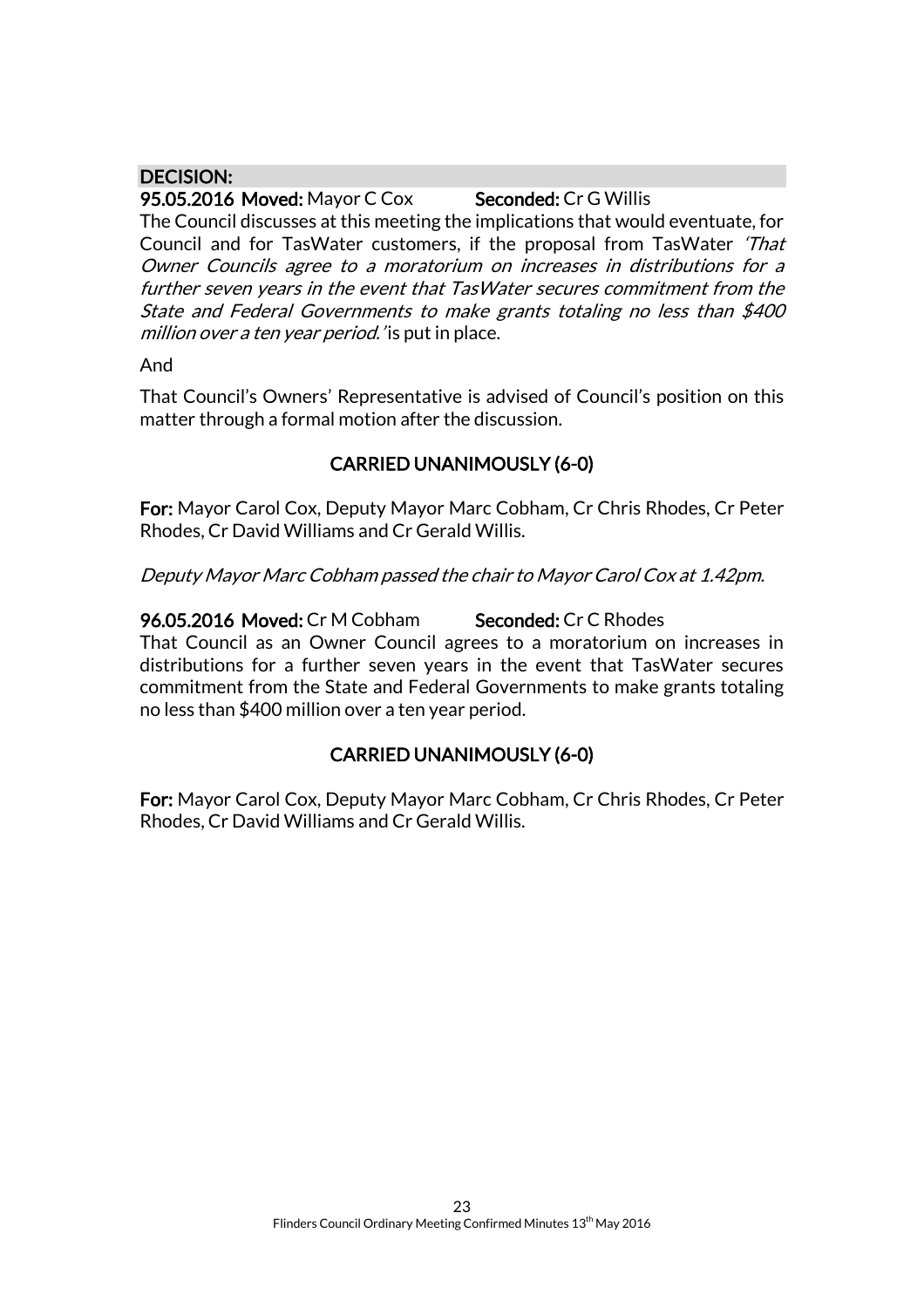**DECISION:**

**95.05.2016 Moved:** Mayor C Cox **Seconded:** Cr G Willis

The Council discusses at this meeting the implications that would eventuate, for Council and for TasWater customers, if the proposal from TasWater *'That Owner Councils agree to a moratorium on increases in distributions for a further seven years in the event that TasWater secures commitment from the State and Federal Governments to make grants totaling no less than $400 million over a ten year period.'* is put in place.

And

That Council's Owners' Representative is advised of Council's position on this matter through a formal motion after the discussion.

**CARRIED UNANIMOUSLY (6-0)**

**For:** Mayor Carol Cox, Deputy Mayor Marc Cobham, Cr Chris Rhodes, Cr Peter Rhodes, Cr David Williams and Cr Gerald Willis.

*Deputy Mayor Marc Cobham passed the chair to Mayor Carol Cox at 1.42pm.*

**96.05.2016 Moved:** Cr M Cobham **Seconded:** Cr C Rhodes

That Council as an Owner Council agrees to a moratorium on increases in distributions for a further seven years in the event that TasWater secures commitment from the State and Federal Governments to make grants totaling no less than $400 million over a ten year period.

**CARRIED UNANIMOUSLY (6-0)**

**For:** Mayor Carol Cox, Deputy Mayor Marc Cobham, Cr Chris Rhodes, Cr Peter Rhodes, Cr David Williams and Cr Gerald Willis.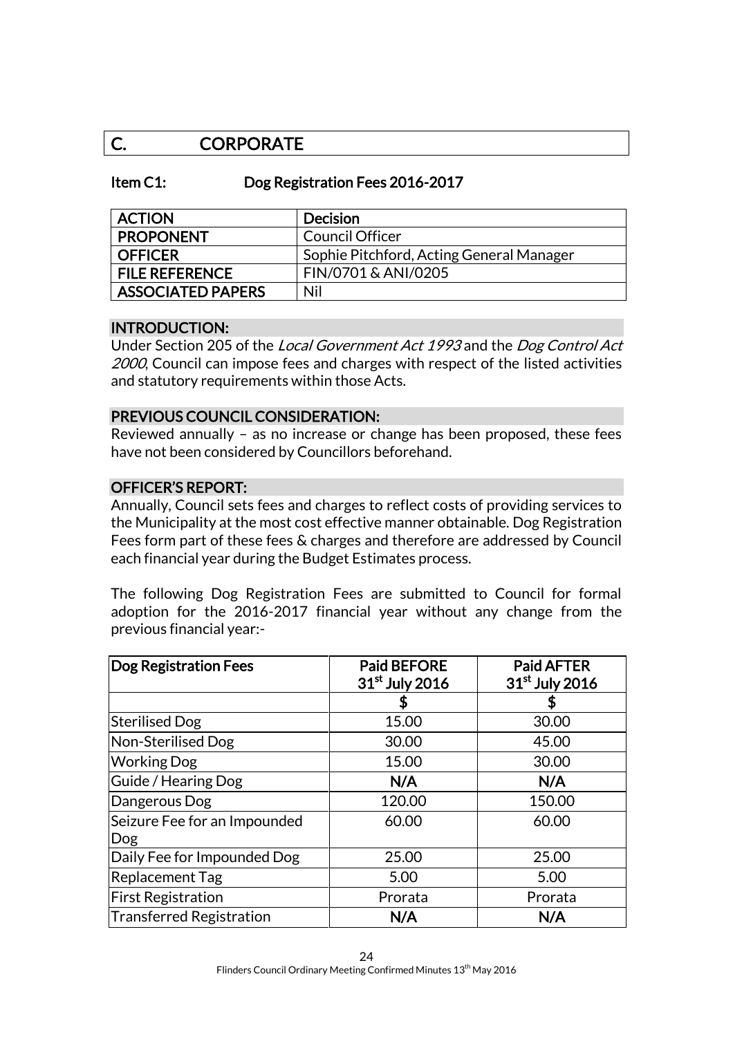# C. CORPORATE

## Item C1: Dog Registration Fees 2016-2017

| ACTION | Decision |
|---|---|
| PROPONENT | Council Officer |
| OFFICER | Sophie Pitchford, Acting General Manager |
| FILE REFERENCE | FIN/0701 & ANI/0205 |
| ASSOCIATED PAPERS | Nil |

### INTRODUCTION:

Under Section 205 of the *Local Government Act 1993* and the *Dog Control Act 2000*, Council can impose fees and charges with respect of the listed activities and statutory requirements within those Acts.

### PREVIOUS COUNCIL CONSIDERATION:

Reviewed annually – as no increase or change has been proposed, these fees have not been considered by Councillors beforehand.

### OFFICER'S REPORT:

Annually, Council sets fees and charges to reflect costs of providing services to the Municipality at the most cost effective manner obtainable. Dog Registration Fees form part of these fees & charges and therefore are addressed by Council each financial year during the Budget Estimates process.

The following Dog Registration Fees are submitted to Council for formal adoption for the 2016-2017 financial year without any change from the previous financial year:-

| Dog Registration Fees | Paid BEFORE 31st July 2016 | Paid AFTER 31st July 2016 |
|---|---|---|
| | $ | $ |
| Sterilised Dog | 15.00 | 30.00 |
| Non-Sterilised Dog | 30.00 | 45.00 |
| Working Dog | 15.00 | 30.00 |
| Guide / Hearing Dog | N/A | N/A |
| Dangerous Dog | 120.00 | 150.00 |
| Seizure Fee for an Impounded Dog | 60.00 | 60.00 |
| Daily Fee for Impounded Dog | 25.00 | 25.00 |
| Replacement Tag | 5.00 | 5.00 |
| First Registration | Prorata | Prorata |
| Transferred Registration | N/A | N/A |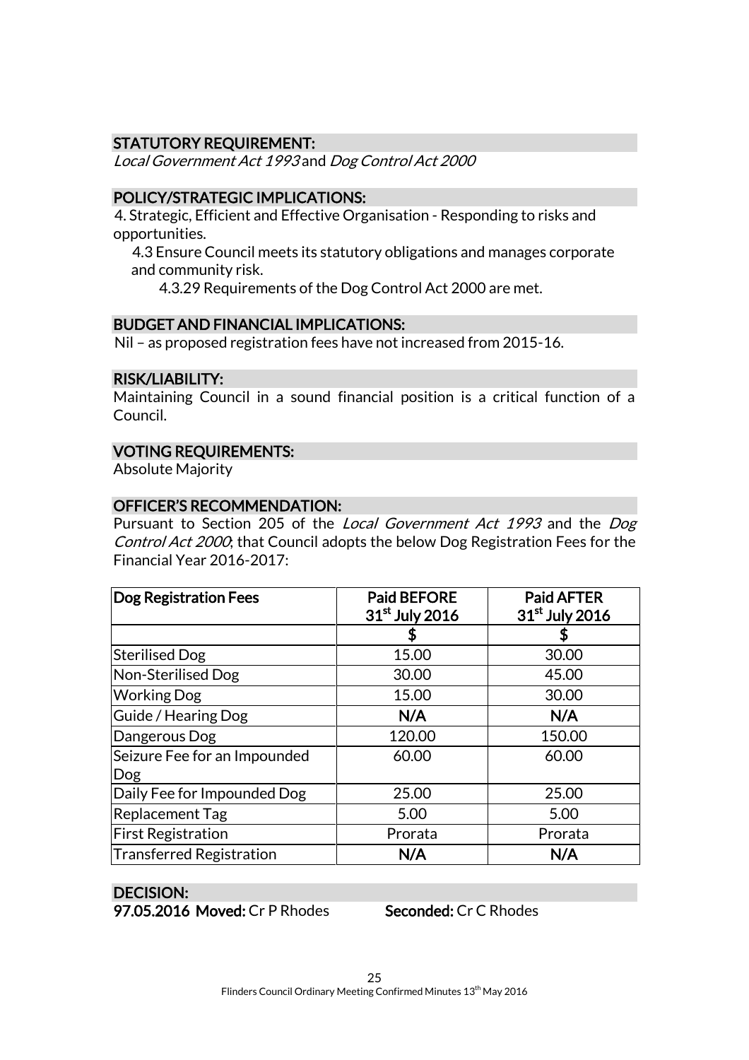## STATUTORY REQUIREMENT:

*Local Government Act 1993* and *Dog Control Act 2000*

## POLICY/STRATEGIC IMPLICATIONS:

4. Strategic, Efficient and Effective Organisation - Responding to risks and opportunities.

   4.3 Ensure Council meets its statutory obligations and manages corporate and community risk.

      4.3.29 Requirements of the Dog Control Act 2000 are met.

## BUDGET AND FINANCIAL IMPLICATIONS:

Nil – as proposed registration fees have not increased from 2015-16.

## RISK/LIABILITY:

Maintaining Council in a sound financial position is a critical function of a Council.

## VOTING REQUIREMENTS:

Absolute Majority

## OFFICER'S RECOMMENDATION:

Pursuant to Section 205 of the *Local Government Act 1993* and the *Dog Control Act 2000*; that Council adopts the below Dog Registration Fees for the Financial Year 2016-2017:

| Dog Registration Fees | Paid BEFORE 31st July 2016 | Paid AFTER 31st July 2016 |
|---|---|---|
| | $ | $ |
| Sterilised Dog | 15.00 | 30.00 |
| Non-Sterilised Dog | 30.00 | 45.00 |
| Working Dog | 15.00 | 30.00 |
| Guide / Hearing Dog | N/A | N/A |
| Dangerous Dog | 120.00 | 150.00 |
| Seizure Fee for an Impounded Dog | 60.00 | 60.00 |
| Daily Fee for Impounded Dog | 25.00 | 25.00 |
| Replacement Tag | 5.00 | 5.00 |
| First Registration | Prorata | Prorata |
| Transferred Registration | N/A | N/A |

## DECISION:

**97.05.2016 Moved:** Cr P Rhodes **Seconded:** Cr C Rhodes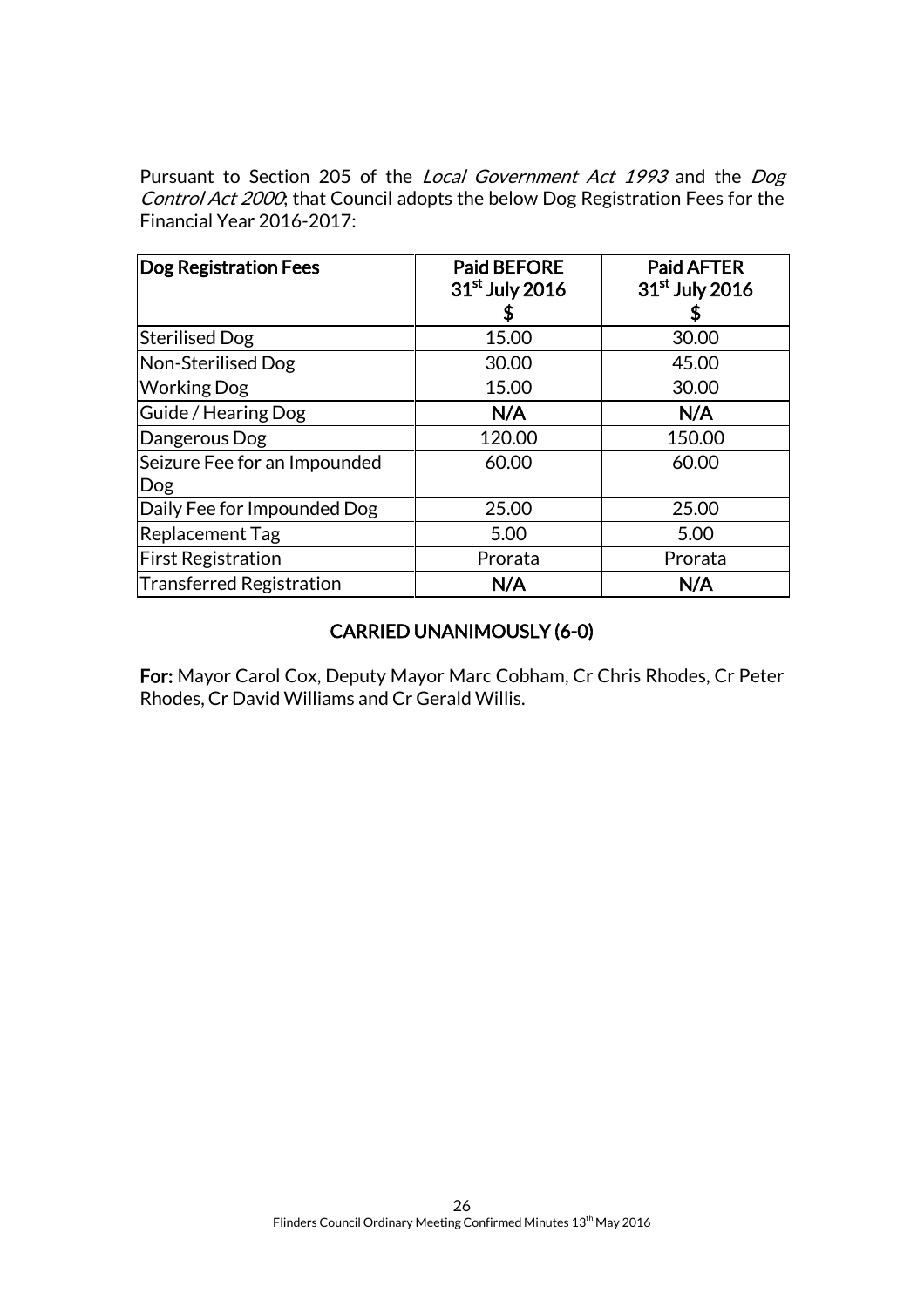Pursuant to Section 205 of the *Local Government Act 1993* and the *Dog Control Act 2000*; that Council adopts the below Dog Registration Fees for the Financial Year 2016-2017:

| **Dog Registration Fees** | **Paid BEFORE 31st July 2016** | **Paid AFTER 31st July 2016** |
|---|---|---|
| | **$** | **$** |
| Sterilised Dog | 15.00 | 30.00 |
| Non-Sterilised Dog | 30.00 | 45.00 |
| Working Dog | 15.00 | 30.00 |
| Guide / Hearing Dog | **N/A** | **N/A** |
| Dangerous Dog | 120.00 | 150.00 |
| Seizure Fee for an Impounded Dog | 60.00 | 60.00 |
| Daily Fee for Impounded Dog | 25.00 | 25.00 |
| Replacement Tag | 5.00 | 5.00 |
| First Registration | Prorata | Prorata |
| Transferred Registration | **N/A** | **N/A** |

**CARRIED UNANIMOUSLY (6-0)**

**For:** Mayor Carol Cox, Deputy Mayor Marc Cobham, Cr Chris Rhodes, Cr Peter Rhodes, Cr David Williams and Cr Gerald Willis.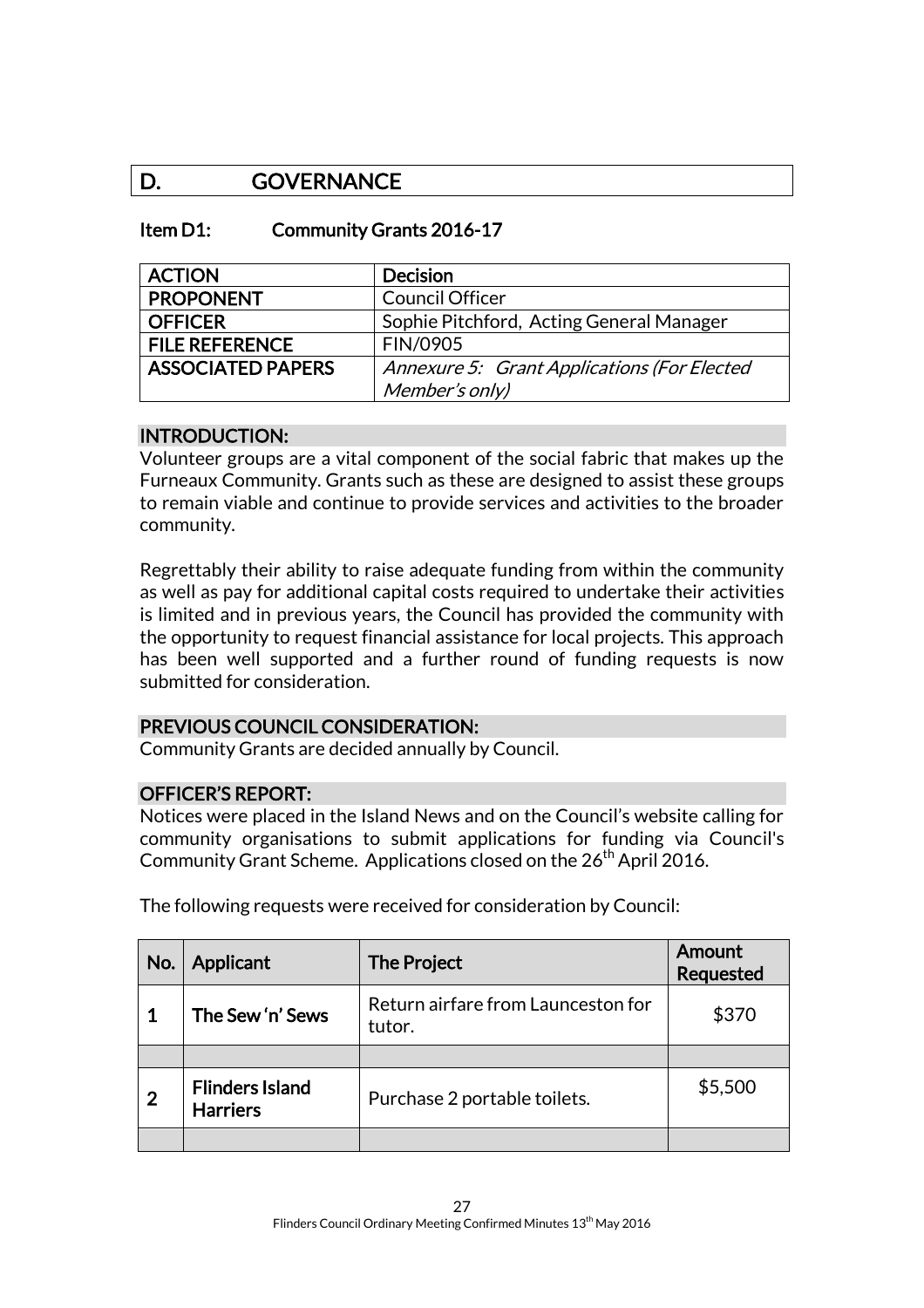# D. GOVERNANCE

## Item D1: Community Grants 2016-17

| ACTION | Decision |
|---|---|
| PROPONENT | Council Officer |
| OFFICER | Sophie Pitchford, Acting General Manager |
| FILE REFERENCE | FIN/0905 |
| ASSOCIATED PAPERS | *Annexure 5: Grant Applications (For Elected Member's only)* |

### INTRODUCTION:

Volunteer groups are a vital component of the social fabric that makes up the Furneaux Community. Grants such as these are designed to assist these groups to remain viable and continue to provide services and activities to the broader community.

Regrettably their ability to raise adequate funding from within the community as well as pay for additional capital costs required to undertake their activities is limited and in previous years, the Council has provided the community with the opportunity to request financial assistance for local projects. This approach has been well supported and a further round of funding requests is now submitted for consideration.

### PREVIOUS COUNCIL CONSIDERATION:

Community Grants are decided annually by Council.

### OFFICER'S REPORT:

Notices were placed in the Island News and on the Council's website calling for community organisations to submit applications for funding via Council's Community Grant Scheme. Applications closed on the 26th April 2016.

The following requests were received for consideration by Council:

| No. | Applicant | The Project | Amount Requested |
|---|---|---|---|
| 1 | **The Sew 'n' Sews** | Return airfare from Launceston for tutor. | $370 |
| | | | |
| 2 | **Flinders Island Harriers** | Purchase 2 portable toilets. | $5,500 |
| | | | |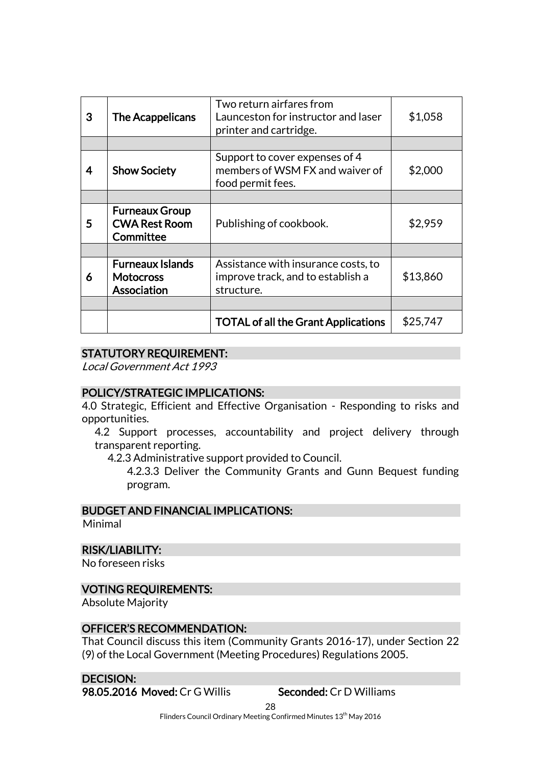| 3 | **The Acappelicans** | Two return airfares from Launceston for instructor and laser printer and cartridge. | $1,058 |
|---|---|---|---|
| | | | |
| 4 | **Show Society** | Support to cover expenses of 4 members of WSM FX and waiver of food permit fees. | $2,000 |
| | | | |
| 5 | **Furneaux Group CWA Rest Room Committee** | Publishing of cookbook. | $2,959 |
| | | | |
| 6 | **Furneaux Islands Motocross Association** | Assistance with insurance costs, to improve track, and to establish a structure. | $13,860 |
| | | | |
| | | **TOTAL of all the Grant Applications** | $25,747 |

**STATUTORY REQUIREMENT:**

*Local Government Act 1993*

**POLICY/STRATEGIC IMPLICATIONS:**

4.0 Strategic, Efficient and Effective Organisation - Responding to risks and opportunities.

4.2 Support processes, accountability and project delivery through transparent reporting.

4.2.3 Administrative support provided to Council.

4.2.3.3 Deliver the Community Grants and Gunn Bequest funding program.

**BUDGET AND FINANCIAL IMPLICATIONS:**

Minimal

**RISK/LIABILITY:**

No foreseen risks

**VOTING REQUIREMENTS:**

Absolute Majority

**OFFICER'S RECOMMENDATION:**

That Council discuss this item (Community Grants 2016-17), under Section 22 (9) of the Local Government (Meeting Procedures) Regulations 2005.

**DECISION:**

**98.05.2016 Moved:** Cr G Willis **Seconded:** Cr D Williams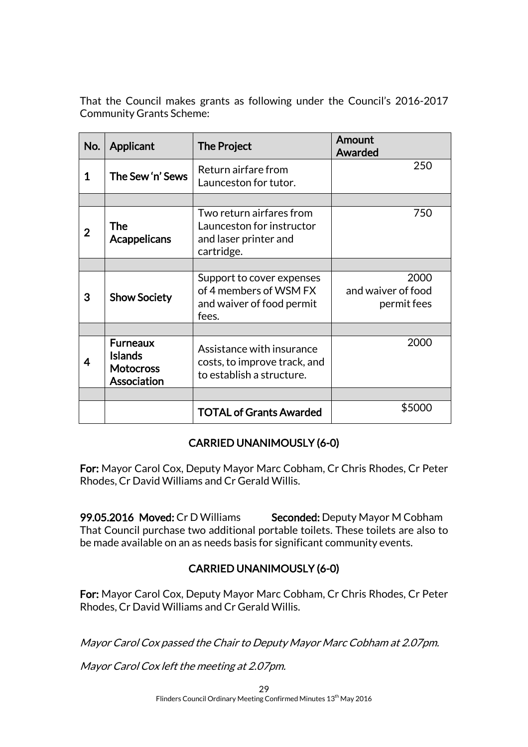That the Council makes grants as following under the Council's 2016-2017 Community Grants Scheme:

| No. | Applicant | The Project | Amount Awarded |
|---|---|---|---|
| 1 | **The Sew 'n' Sews** | Return airfare from Launceston for tutor. | 250 |
| | | | |
| 2 | **The Acappelicans** | Two return airfares from Launceston for instructor and laser printer and cartridge. | 750 |
| | | | |
| 3 | **Show Society** | Support to cover expenses of 4 members of WSM FX and waiver of food permit fees. | 2000 and waiver of food permit fees |
| | | | |
| 4 | **Furneaux Islands Motocross Association** | Assistance with insurance costs, to improve track, and to establish a structure. | 2000 |
| | | | |
| | | **TOTAL of Grants Awarded** | $5000 |

**CARRIED UNANIMOUSLY (6-0)**

**For:** Mayor Carol Cox, Deputy Mayor Marc Cobham, Cr Chris Rhodes, Cr Peter Rhodes, Cr David Williams and Cr Gerald Willis.

**99.05.2016 Moved:** Cr D Williams **Seconded:** Deputy Mayor M Cobham
That Council purchase two additional portable toilets. These toilets are also to be made available on an as needs basis for significant community events.

**CARRIED UNANIMOUSLY (6-0)**

**For:** Mayor Carol Cox, Deputy Mayor Marc Cobham, Cr Chris Rhodes, Cr Peter Rhodes, Cr David Williams and Cr Gerald Willis.

*Mayor Carol Cox passed the Chair to Deputy Mayor Marc Cobham at 2.07pm.*

*Mayor Carol Cox left the meeting at 2.07pm.*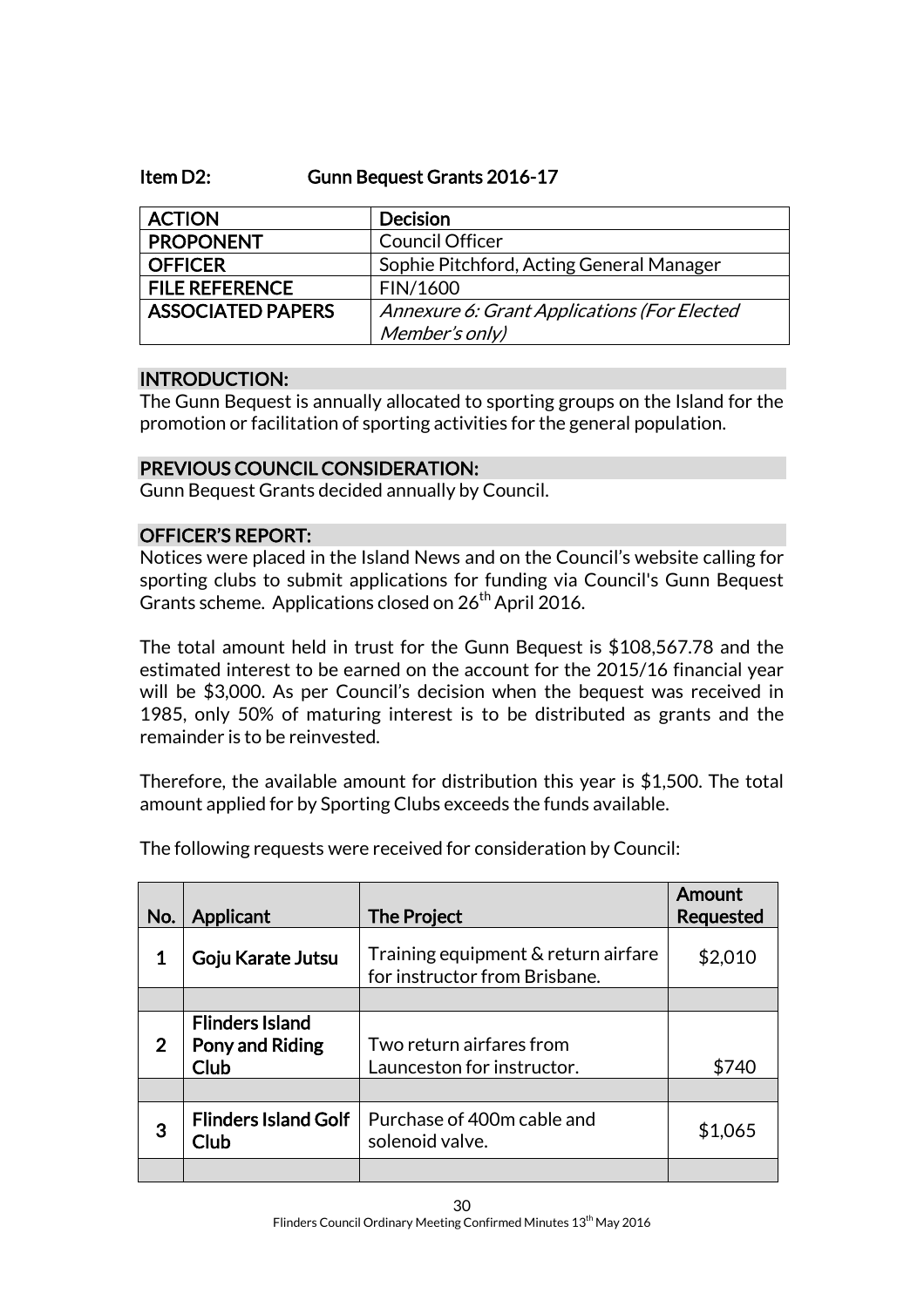## Item D2: Gunn Bequest Grants 2016-17

| ACTION | Decision |
|---|---|
| PROPONENT | Council Officer |
| OFFICER | Sophie Pitchford, Acting General Manager |
| FILE REFERENCE | FIN/1600 |
| ASSOCIATED PAPERS | *Annexure 6: Grant Applications (For Elected Member's only)* |

### INTRODUCTION:

The Gunn Bequest is annually allocated to sporting groups on the Island for the promotion or facilitation of sporting activities for the general population.

### PREVIOUS COUNCIL CONSIDERATION:

Gunn Bequest Grants decided annually by Council.

### OFFICER'S REPORT:

Notices were placed in the Island News and on the Council's website calling for sporting clubs to submit applications for funding via Council's Gunn Bequest Grants scheme. Applications closed on 26th April 2016.

The total amount held in trust for the Gunn Bequest is $108,567.78 and the estimated interest to be earned on the account for the 2015/16 financial year will be $3,000. As per Council's decision when the bequest was received in 1985, only 50% of maturing interest is to be distributed as grants and the remainder is to be reinvested.

Therefore, the available amount for distribution this year is $1,500. The total amount applied for by Sporting Clubs exceeds the funds available.

The following requests were received for consideration by Council:

| No. | Applicant | The Project | Amount Requested |
|---|---|---|---|
| 1 | **Goju Karate Jutsu** | Training equipment & return airfare for instructor from Brisbane. | $2,010 |
| | | | |
| 2 | **Flinders Island Pony and Riding Club** | Two return airfares from Launceston for instructor. | $740 |
| | | | |
| 3 | **Flinders Island Golf Club** | Purchase of 400m cable and solenoid valve. | $1,065 |
| | | | |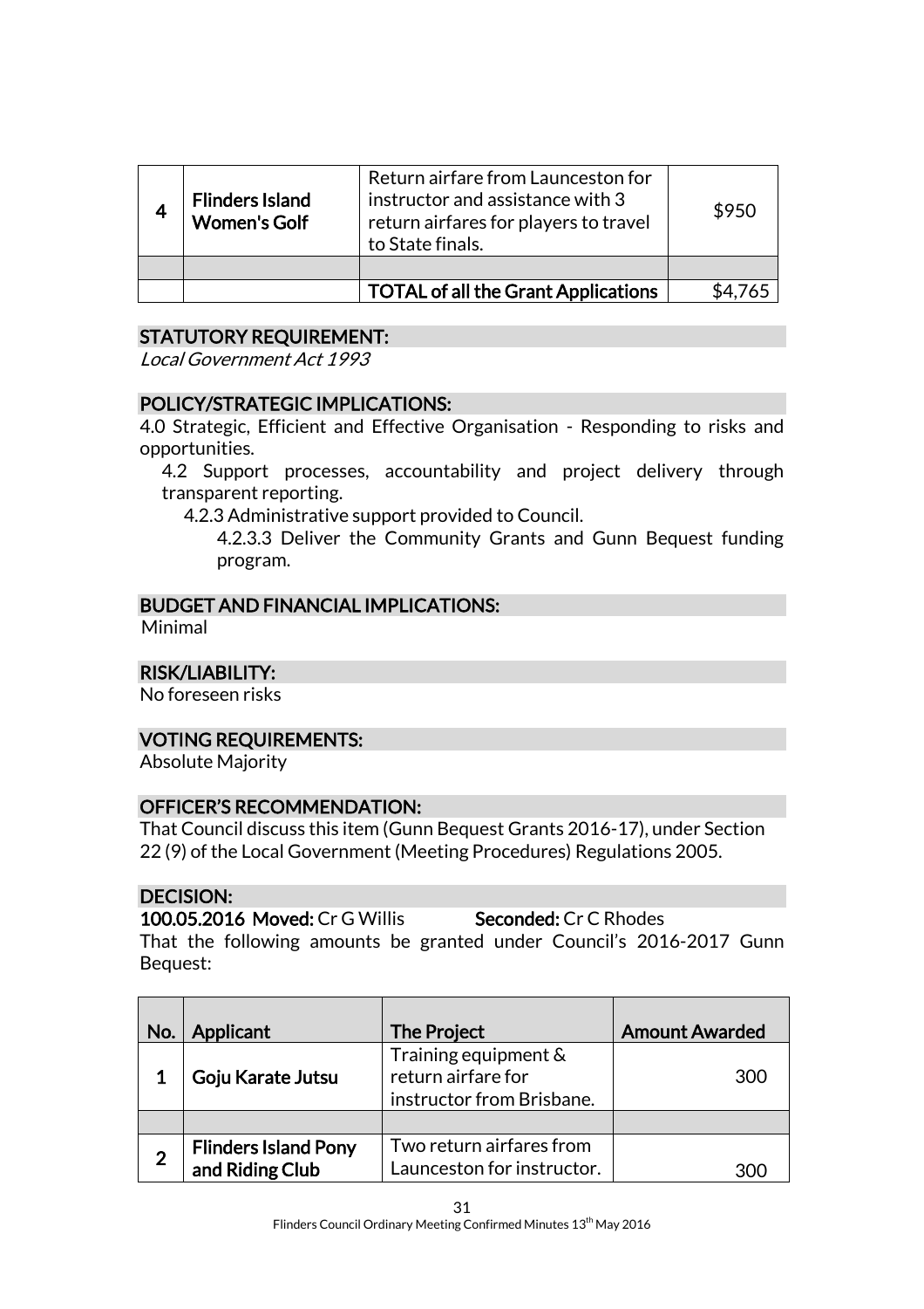| 4 | **Flinders Island Women's Golf** | Return airfare from Launceston for instructor and assistance with 3 return airfares for players to travel to State finals. | $950 |
|---|---|---|---|
| | | | |
| | | **TOTAL of all the Grant Applications** | $4,765 |

## STATUTORY REQUIREMENT:

*Local Government Act 1993*

## POLICY/STRATEGIC IMPLICATIONS:

4.0 Strategic, Efficient and Effective Organisation - Responding to risks and opportunities.

4.2 Support processes, accountability and project delivery through transparent reporting.

4.2.3 Administrative support provided to Council.

4.2.3.3 Deliver the Community Grants and Gunn Bequest funding program.

## BUDGET AND FINANCIAL IMPLICATIONS:

Minimal

## RISK/LIABILITY:

No foreseen risks

## VOTING REQUIREMENTS:

Absolute Majority

## OFFICER'S RECOMMENDATION:

That Council discuss this item (Gunn Bequest Grants 2016-17), under Section 22 (9) of the Local Government (Meeting Procedures) Regulations 2005.

## DECISION:

**100.05.2016 Moved:** Cr G Willis **Seconded:** Cr C Rhodes

That the following amounts be granted under Council's 2016-2017 Gunn Bequest:

| No. | Applicant | The Project | Amount Awarded |
|---|---|---|---|
| 1 | **Goju Karate Jutsu** | Training equipment & return airfare for instructor from Brisbane. | 300 |
| | | | |
| 2 | **Flinders Island Pony and Riding Club** | Two return airfares from Launceston for instructor. | 300 |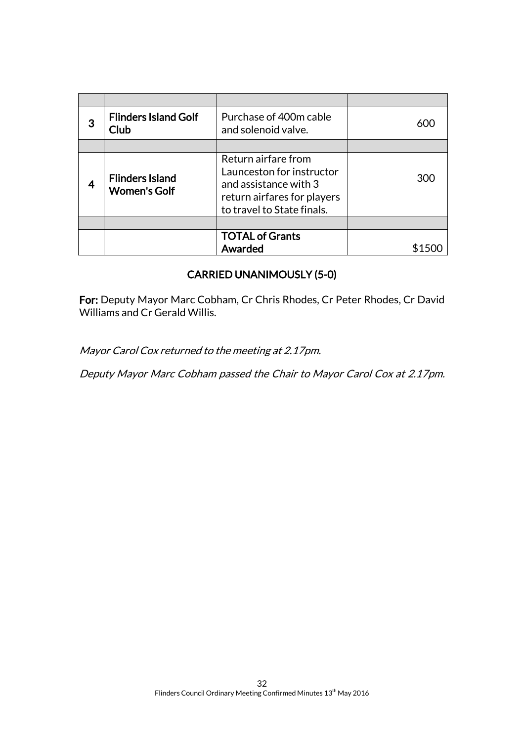| | | | |
|---|---|---|---|
| **3** | **Flinders Island Golf Club** | Purchase of 400m cable and solenoid valve. | 600 |
| | | | |
| **4** | **Flinders Island Women's Golf** | Return airfare from Launceston for instructor and assistance with 3 return airfares for players to travel to State finals. | 300 |
| | | | |
| | | **TOTAL of Grants Awarded** | $1500 |

**CARRIED UNANIMOUSLY (5-0)**

**For:** Deputy Mayor Marc Cobham, Cr Chris Rhodes, Cr Peter Rhodes, Cr David Williams and Cr Gerald Willis.

*Mayor Carol Cox returned to the meeting at 2.17pm.*

*Deputy Mayor Marc Cobham passed the Chair to Mayor Carol Cox at 2.17pm.*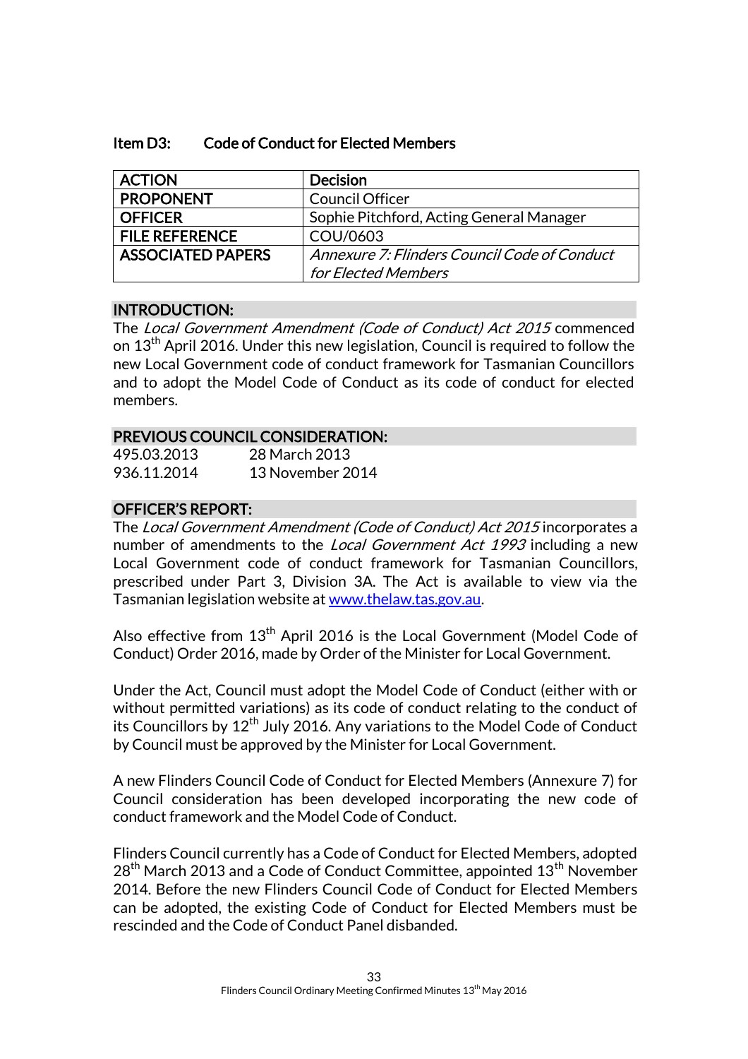### Item D3: Code of Conduct for Elected Members

| ACTION | Decision |
|---|---|
| PROPONENT | Council Officer |
| OFFICER | Sophie Pitchford, Acting General Manager |
| FILE REFERENCE | COU/0603 |
| ASSOCIATED PAPERS | *Annexure 7: Flinders Council Code of Conduct for Elected Members* |

#### INTRODUCTION:

The *Local Government Amendment (Code of Conduct) Act 2015* commenced on 13th April 2016. Under this new legislation, Council is required to follow the new Local Government code of conduct framework for Tasmanian Councillors and to adopt the Model Code of Conduct as its code of conduct for elected members.

#### PREVIOUS COUNCIL CONSIDERATION:

495.03.2013 28 March 2013
936.11.2014 13 November 2014

#### OFFICER'S REPORT:

The *Local Government Amendment (Code of Conduct) Act 2015* incorporates a number of amendments to the *Local Government Act 1993* including a new Local Government code of conduct framework for Tasmanian Councillors, prescribed under Part 3, Division 3A. The Act is available to view via the Tasmanian legislation website at www.thelaw.tas.gov.au.

Also effective from 13th April 2016 is the Local Government (Model Code of Conduct) Order 2016, made by Order of the Minister for Local Government.

Under the Act, Council must adopt the Model Code of Conduct (either with or without permitted variations) as its code of conduct relating to the conduct of its Councillors by 12th July 2016. Any variations to the Model Code of Conduct by Council must be approved by the Minister for Local Government.

A new Flinders Council Code of Conduct for Elected Members (Annexure 7) for Council consideration has been developed incorporating the new code of conduct framework and the Model Code of Conduct.

Flinders Council currently has a Code of Conduct for Elected Members, adopted 28th March 2013 and a Code of Conduct Committee, appointed 13th November 2014. Before the new Flinders Council Code of Conduct for Elected Members can be adopted, the existing Code of Conduct for Elected Members must be rescinded and the Code of Conduct Panel disbanded.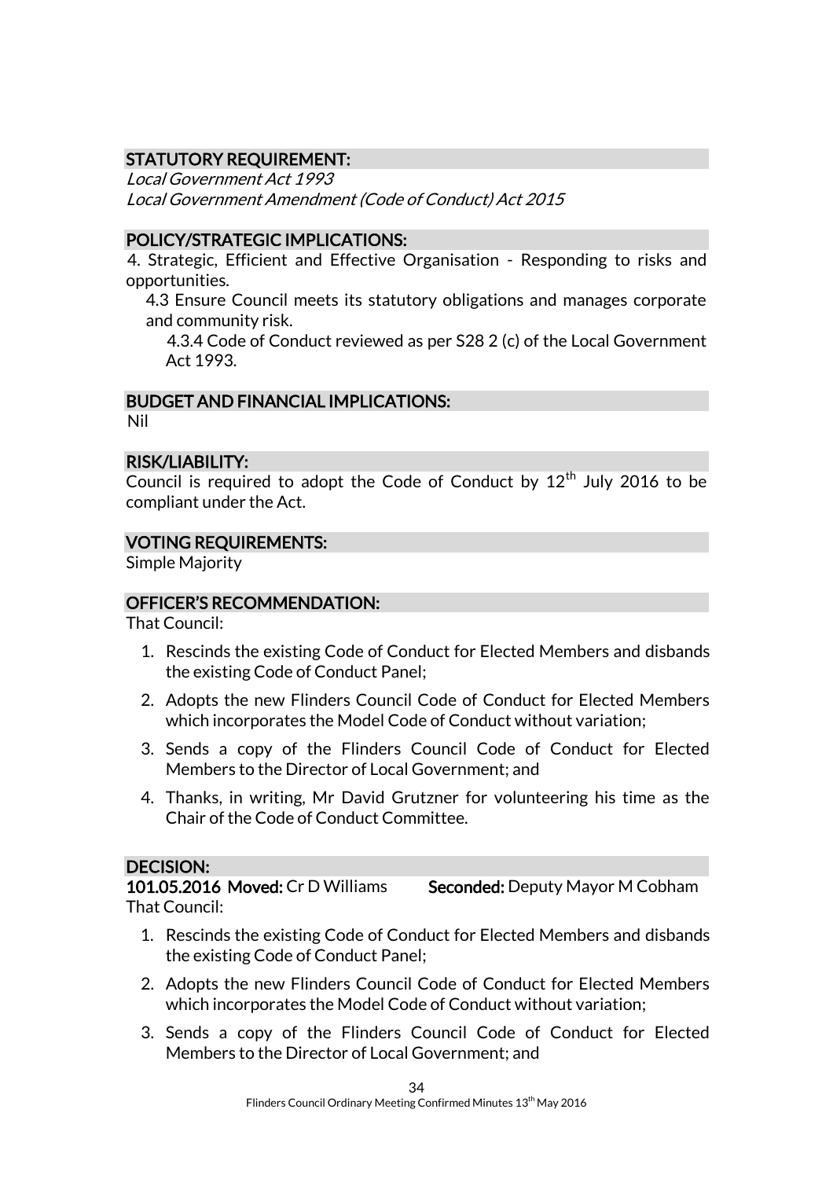## STATUTORY REQUIREMENT:

*Local Government Act 1993*
*Local Government Amendment (Code of Conduct) Act 2015*

## POLICY/STRATEGIC IMPLICATIONS:

4. Strategic, Efficient and Effective Organisation - Responding to risks and opportunities.

   4.3 Ensure Council meets its statutory obligations and manages corporate and community risk.

      4.3.4 Code of Conduct reviewed as per S28 2 (c) of the Local Government Act 1993.

## BUDGET AND FINANCIAL IMPLICATIONS:

Nil

## RISK/LIABILITY:

Council is required to adopt the Code of Conduct by 12th July 2016 to be compliant under the Act.

## VOTING REQUIREMENTS:

Simple Majority

## OFFICER'S RECOMMENDATION:

That Council:

1. Rescinds the existing Code of Conduct for Elected Members and disbands the existing Code of Conduct Panel;
2. Adopts the new Flinders Council Code of Conduct for Elected Members which incorporates the Model Code of Conduct without variation;
3. Sends a copy of the Flinders Council Code of Conduct for Elected Members to the Director of Local Government; and
4. Thanks, in writing, Mr David Grutzner for volunteering his time as the Chair of the Code of Conduct Committee.

## DECISION:

**101.05.2016 Moved:** Cr D Williams **Seconded:** Deputy Mayor M Cobham

That Council:

1. Rescinds the existing Code of Conduct for Elected Members and disbands the existing Code of Conduct Panel;
2. Adopts the new Flinders Council Code of Conduct for Elected Members which incorporates the Model Code of Conduct without variation;
3. Sends a copy of the Flinders Council Code of Conduct for Elected Members to the Director of Local Government; and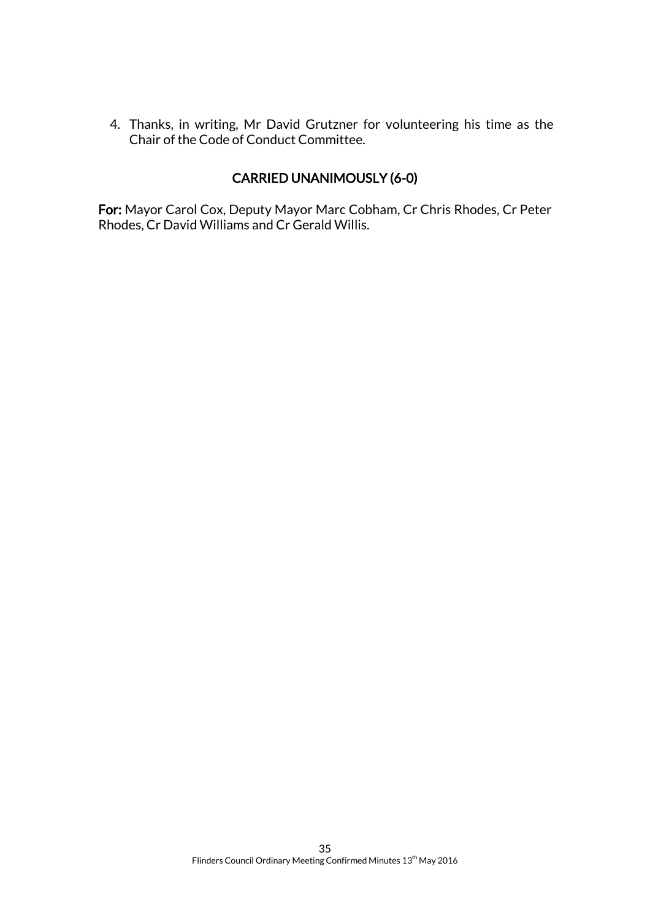4. Thanks, in writing, Mr David Grutzner for volunteering his time as the Chair of the Code of Conduct Committee.

**CARRIED UNANIMOUSLY (6-0)**

**For:** Mayor Carol Cox, Deputy Mayor Marc Cobham, Cr Chris Rhodes, Cr Peter Rhodes, Cr David Williams and Cr Gerald Willis.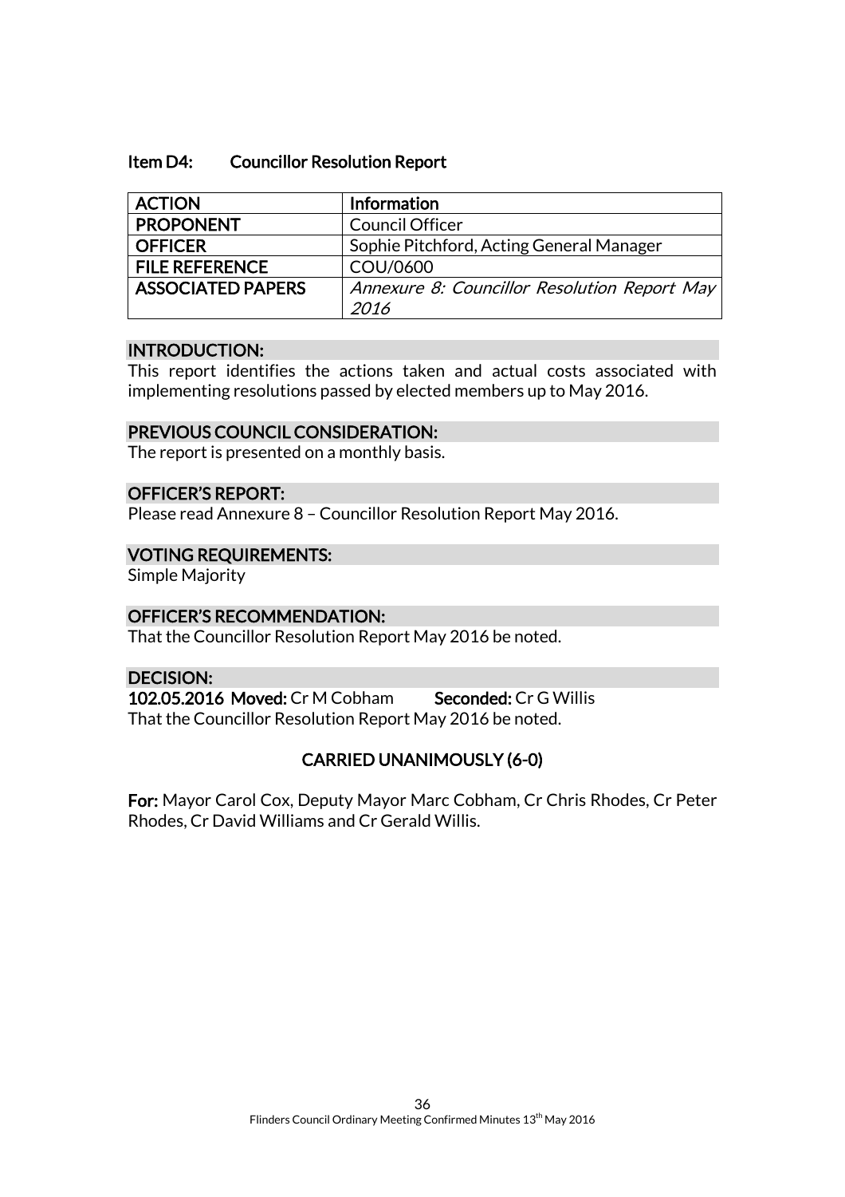### Item D4: Councillor Resolution Report

| ACTION | Information |
| --- | --- |
| PROPONENT | Council Officer |
| OFFICER | Sophie Pitchford, Acting General Manager |
| FILE REFERENCE | COU/0600 |
| ASSOCIATED PAPERS | *Annexure 8: Councillor Resolution Report May 2016* |

**INTRODUCTION:**

This report identifies the actions taken and actual costs associated with implementing resolutions passed by elected members up to May 2016.

**PREVIOUS COUNCIL CONSIDERATION:**

The report is presented on a monthly basis.

**OFFICER'S REPORT:**

Please read Annexure 8 – Councillor Resolution Report May 2016.

**VOTING REQUIREMENTS:**

Simple Majority

**OFFICER'S RECOMMENDATION:**

That the Councillor Resolution Report May 2016 be noted.

**DECISION:**

**102.05.2016 Moved:** Cr M Cobham **Seconded:** Cr G Willis

That the Councillor Resolution Report May 2016 be noted.

**CARRIED UNANIMOUSLY (6-0)**

**For:** Mayor Carol Cox, Deputy Mayor Marc Cobham, Cr Chris Rhodes, Cr Peter Rhodes, Cr David Williams and Cr Gerald Willis.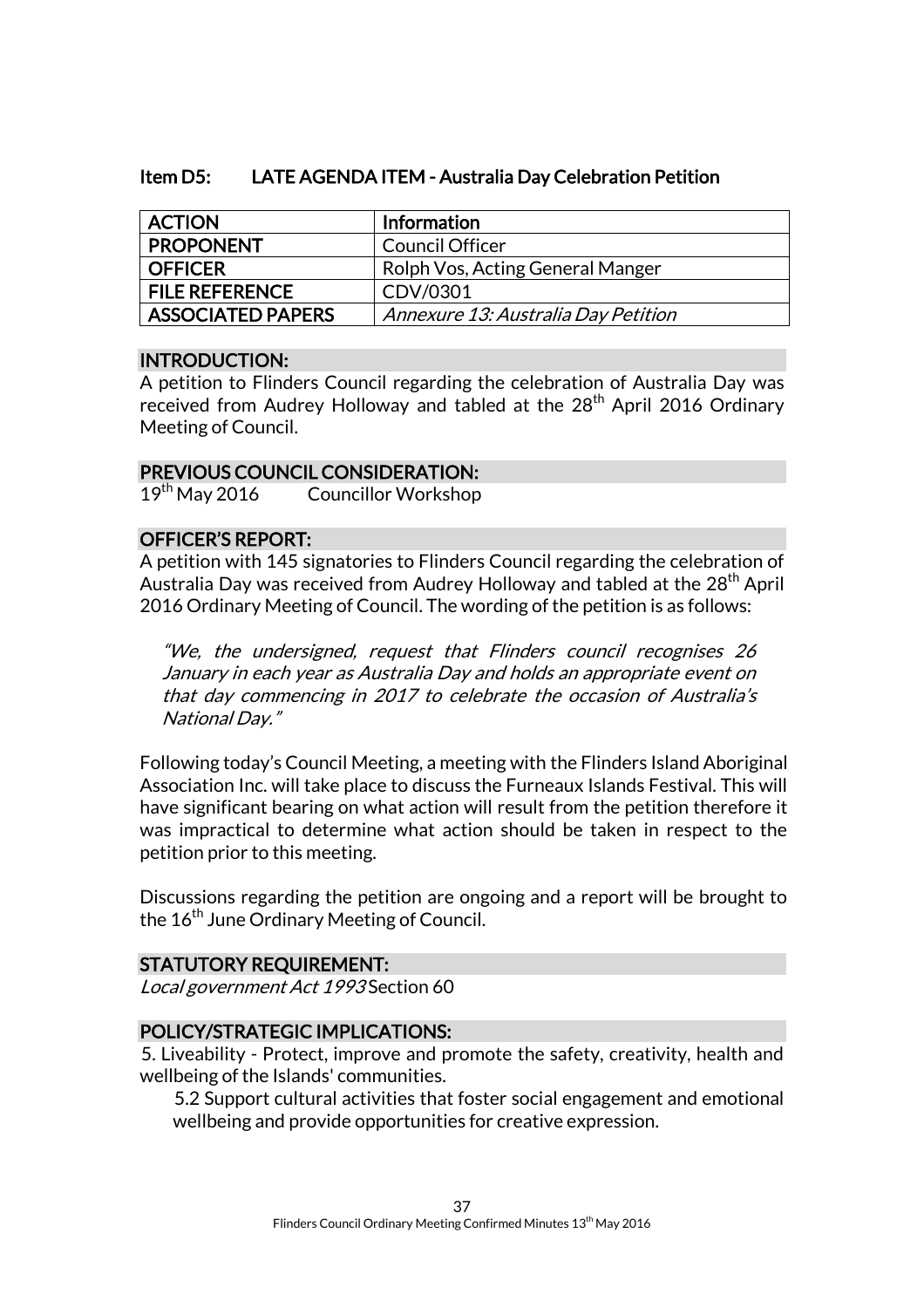### Item D5: LATE AGENDA ITEM - Australia Day Celebration Petition

| ACTION | Information |
|---|---|
| PROPONENT | Council Officer |
| OFFICER | Rolph Vos, Acting General Manger |
| FILE REFERENCE | CDV/0301 |
| ASSOCIATED PAPERS | *Annexure 13: Australia Day Petition* |

**INTRODUCTION:**

A petition to Flinders Council regarding the celebration of Australia Day was received from Audrey Holloway and tabled at the 28th April 2016 Ordinary Meeting of Council.

**PREVIOUS COUNCIL CONSIDERATION:**

19th May 2016 Councillor Workshop

**OFFICER'S REPORT:**

A petition with 145 signatories to Flinders Council regarding the celebration of Australia Day was received from Audrey Holloway and tabled at the 28th April 2016 Ordinary Meeting of Council. The wording of the petition is as follows:

> *"We, the undersigned, request that Flinders council recognises 26 January in each year as Australia Day and holds an appropriate event on that day commencing in 2017 to celebrate the occasion of Australia's National Day."*

Following today's Council Meeting, a meeting with the Flinders Island Aboriginal Association Inc. will take place to discuss the Furneaux Islands Festival. This will have significant bearing on what action will result from the petition therefore it was impractical to determine what action should be taken in respect to the petition prior to this meeting.

Discussions regarding the petition are ongoing and a report will be brought to the 16th June Ordinary Meeting of Council.

**STATUTORY REQUIREMENT:**

*Local government Act 1993* Section 60

**POLICY/STRATEGIC IMPLICATIONS:**

5. Liveability - Protect, improve and promote the safety, creativity, health and wellbeing of the Islands' communities.

5.2 Support cultural activities that foster social engagement and emotional wellbeing and provide opportunities for creative expression.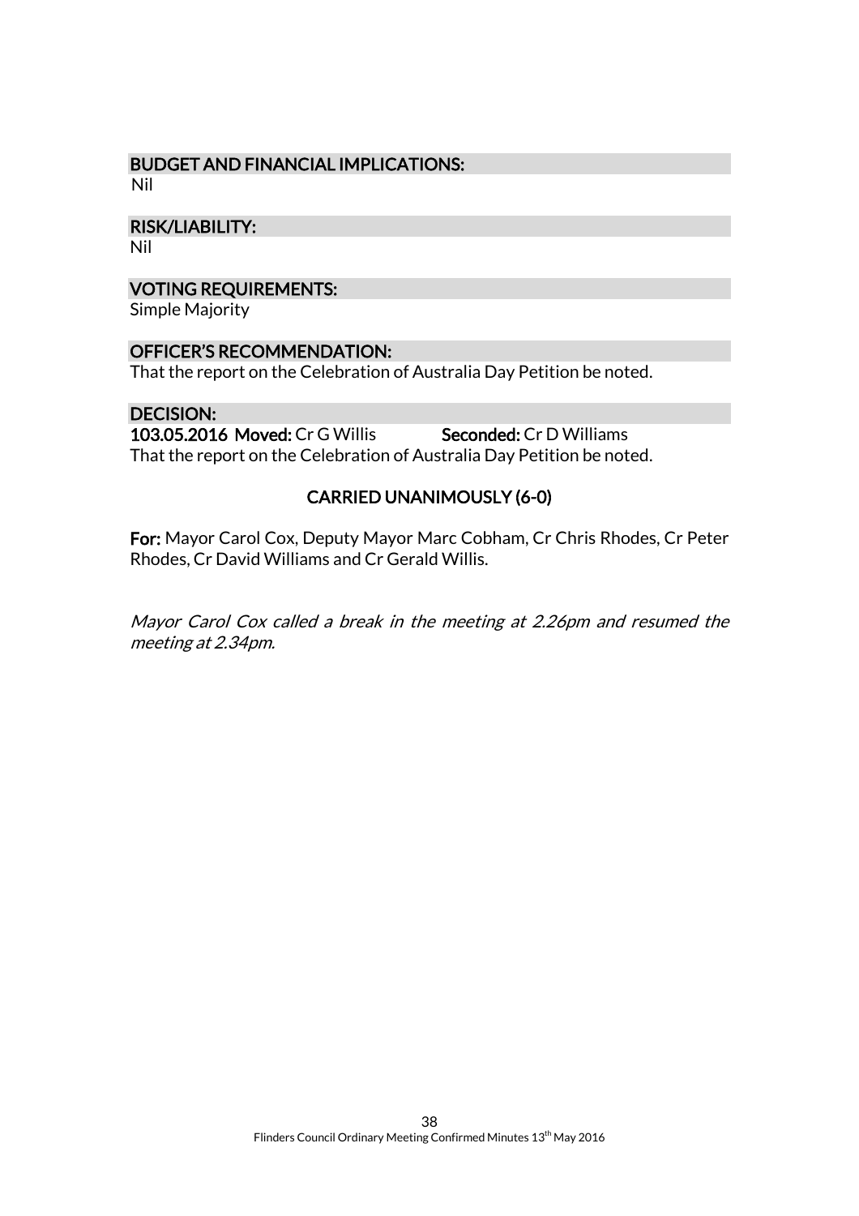## BUDGET AND FINANCIAL IMPLICATIONS:

Nil

## RISK/LIABILITY:

Nil

## VOTING REQUIREMENTS:

Simple Majority

## OFFICER'S RECOMMENDATION:

That the report on the Celebration of Australia Day Petition be noted.

## DECISION:

**103.05.2016 Moved:** Cr G Willis **Seconded:** Cr D Williams

That the report on the Celebration of Australia Day Petition be noted.

**CARRIED UNANIMOUSLY (6-0)**

**For:** Mayor Carol Cox, Deputy Mayor Marc Cobham, Cr Chris Rhodes, Cr Peter Rhodes, Cr David Williams and Cr Gerald Willis.

*Mayor Carol Cox called a break in the meeting at 2.26pm and resumed the meeting at 2.34pm.*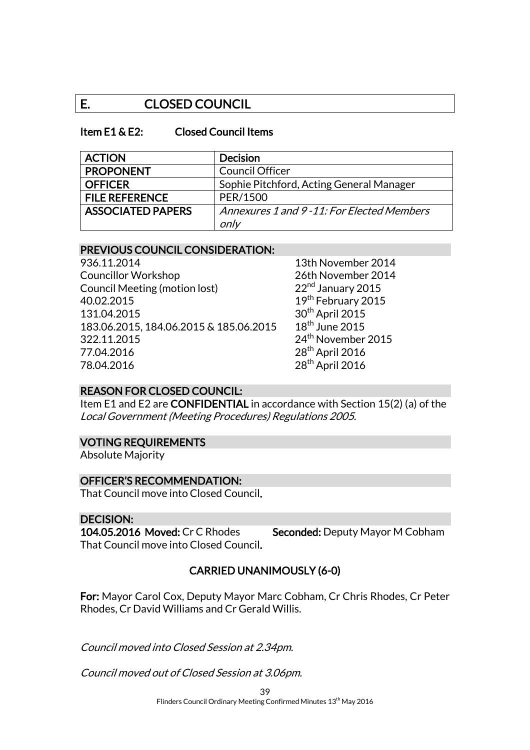# E. CLOSED COUNCIL

### Item E1 & E2: Closed Council Items

| ACTION | Decision |
|---|---|
| PROPONENT | Council Officer |
| OFFICER | Sophie Pitchford, Acting General Manager |
| FILE REFERENCE | PER/1500 |
| ASSOCIATED PAPERS | *Annexures 1 and 9 -11: For Elected Members only* |

**PREVIOUS COUNCIL CONSIDERATION:**

| | |
|---|---|
| 936.11.2014 | 13th November 2014 |
| Councillor Workshop | 26th November 2014 |
| Council Meeting (motion lost) | 22nd January 2015 |
| 40.02.2015 | 19th February 2015 |
| 131.04.2015 | 30th April 2015 |
| 183.06.2015, 184.06.2015 & 185.06.2015 | 18th June 2015 |
| 322.11.2015 | 24th November 2015 |
| 77.04.2016 | 28th April 2016 |
| 78.04.2016 | 28th April 2016 |

**REASON FOR CLOSED COUNCIL:**

Item E1 and E2 are **CONFIDENTIAL** in accordance with Section 15(2) (a) of the *Local Government (Meeting Procedures) Regulations 2005.*

**VOTING REQUIREMENTS**

Absolute Majority

**OFFICER'S RECOMMENDATION:**

That Council move into Closed Council.

**DECISION:**

**104.05.2016 Moved:** Cr C Rhodes **Seconded:** Deputy Mayor M Cobham

That Council move into Closed Council.

**CARRIED UNANIMOUSLY (6-0)**

**For:** Mayor Carol Cox, Deputy Mayor Marc Cobham, Cr Chris Rhodes, Cr Peter Rhodes, Cr David Williams and Cr Gerald Willis.

*Council moved into Closed Session at 2.34pm.*

*Council moved out of Closed Session at 3.06pm.*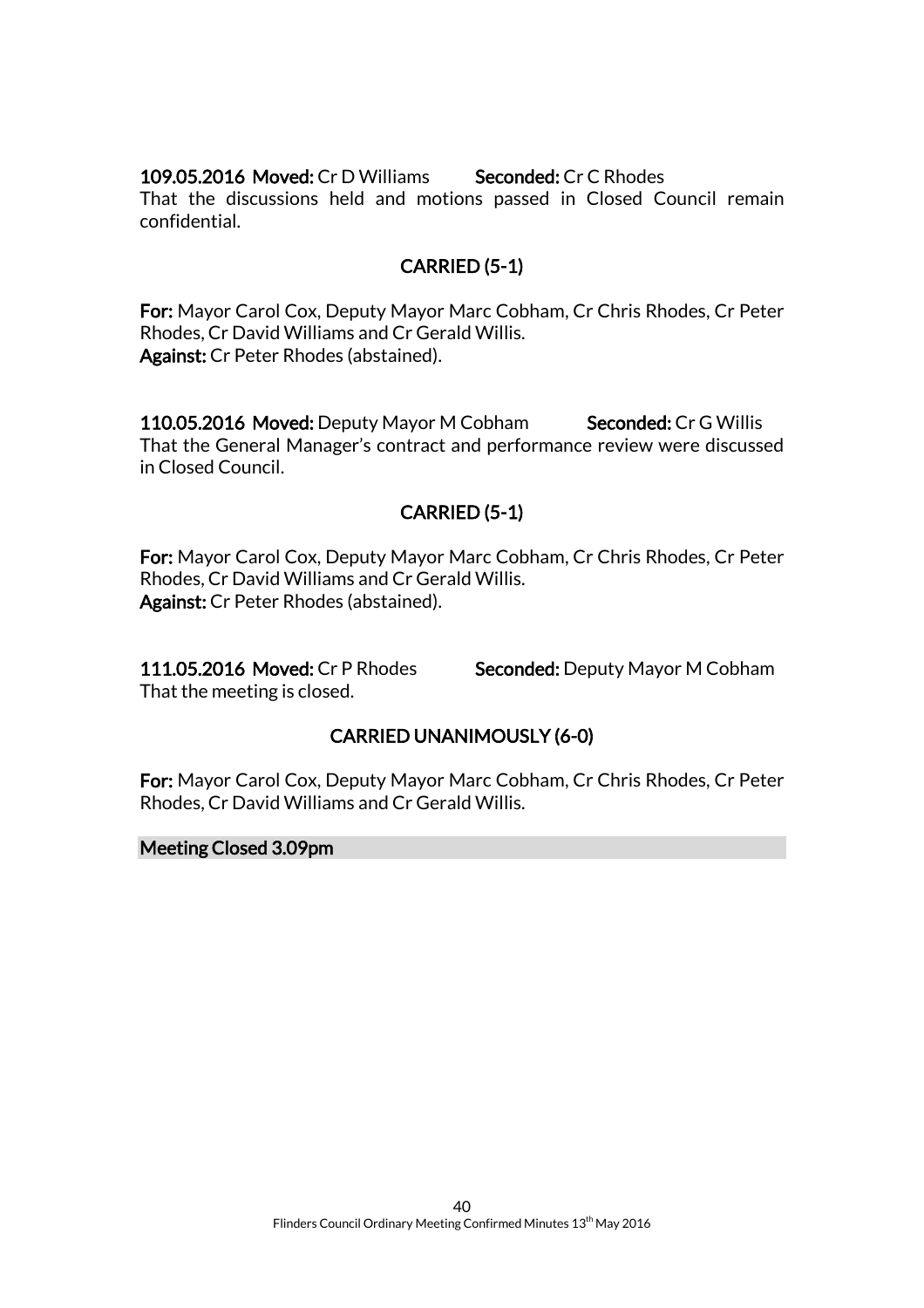**109.05.2016 Moved:** Cr D Williams **Seconded:** Cr C Rhodes
That the discussions held and motions passed in Closed Council remain confidential.

**CARRIED (5-1)**

**For:** Mayor Carol Cox, Deputy Mayor Marc Cobham, Cr Chris Rhodes, Cr Peter Rhodes, Cr David Williams and Cr Gerald Willis.
**Against:** Cr Peter Rhodes (abstained).

**110.05.2016 Moved:** Deputy Mayor M Cobham **Seconded:** Cr G Willis
That the General Manager's contract and performance review were discussed in Closed Council.

**CARRIED (5-1)**

**For:** Mayor Carol Cox, Deputy Mayor Marc Cobham, Cr Chris Rhodes, Cr Peter Rhodes, Cr David Williams and Cr Gerald Willis.
**Against:** Cr Peter Rhodes (abstained).

**111.05.2016 Moved:** Cr P Rhodes **Seconded:** Deputy Mayor M Cobham
That the meeting is closed.

**CARRIED UNANIMOUSLY (6-0)**

**For:** Mayor Carol Cox, Deputy Mayor Marc Cobham, Cr Chris Rhodes, Cr Peter Rhodes, Cr David Williams and Cr Gerald Willis.

**Meeting Closed 3.09pm**